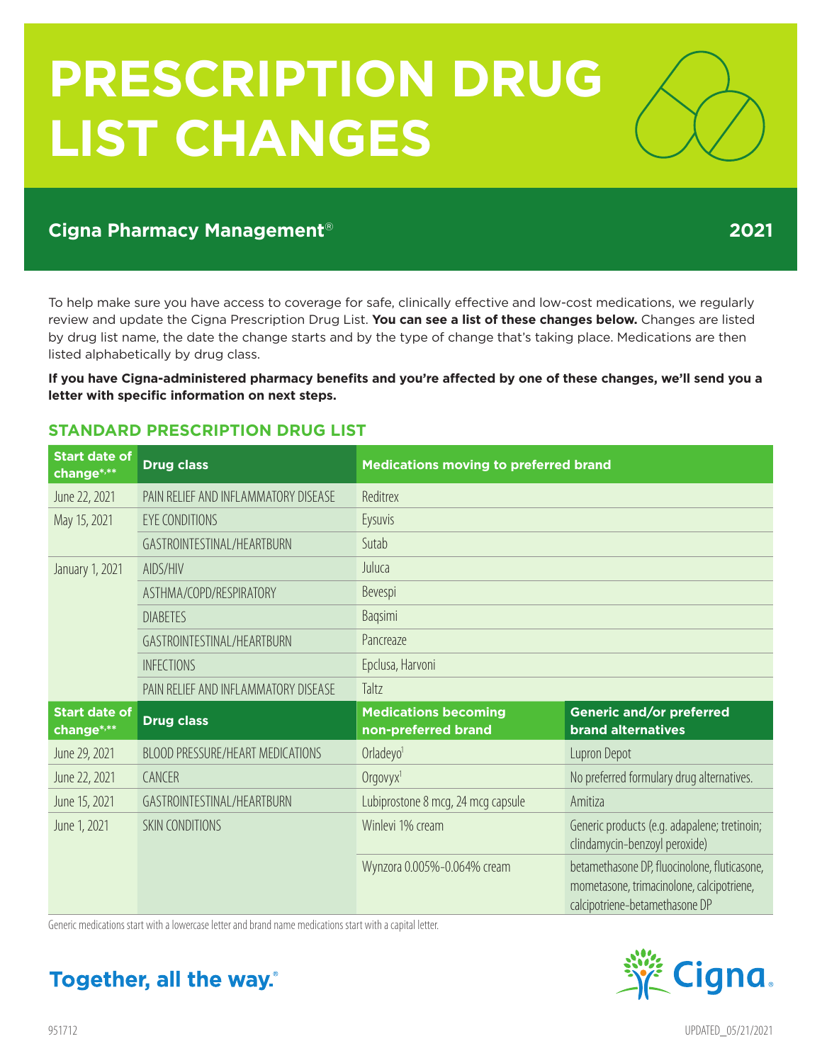# PRESCRIPTION DRUG LIST CHANGES

**Cigna Pharmacy Management®** **2021**

To help make sure you have access to coverage for safe, clinically effective and low-cost medications, we regularly review and update the Cigna Prescription Drug List. **You can see a list of these changes below.** Changes are listed by drug list name, the date the change starts and by the type of change that's taking place. Medications are then listed alphabetically by drug class.

**If you have Cigna-administered pharmacy benefits and you're affected by one of these changes, we'll send you a letter with specific information on next steps.**

## STANDARD PRESCRIPTION DRUG LIST

| Start date of change*,** | Drug class | Medications moving to preferred brand | |
|---|---|---|---|
| June 22, 2021 | PAIN RELIEF AND INFLAMMATORY DISEASE | Reditrex | |
| May 15, 2021 | EYE CONDITIONS | Eysuvis | |
| | GASTROINTESTINAL/HEARTBURN | Sutab | |
| January 1, 2021 | AIDS/HIV | Juluca | |
| | ASTHMA/COPD/RESPIRATORY | Bevespi | |
| | DIABETES | Baqsimi | |
| | GASTROINTESTINAL/HEARTBURN | Pancreaze | |
| | INFECTIONS | Epclusa, Harvoni | |
| | PAIN RELIEF AND INFLAMMATORY DISEASE | Taltz | |
| **Start date of change*,**** | **Drug class** | **Medications becoming non-preferred brand** | **Generic and/or preferred brand alternatives** |
| June 29, 2021 | BLOOD PRESSURE/HEART MEDICATIONS | Orladeyo[1] | Lupron Depot |
| June 22, 2021 | CANCER | Orgovyx[1] | No preferred formulary drug alternatives. |
| June 15, 2021 | GASTROINTESTINAL/HEARTBURN | Lubiprostone 8 mcg, 24 mcg capsule | Amitiza |
| June 1, 2021 | SKIN CONDITIONS | Winlevi 1% cream | Generic products (e.g. adapalene; tretinoin; clindamycin-benzoyl peroxide) |
| | | Wynzora 0.005%-0.064% cream | betamethasone DP, fluocinolone, fluticasone, mometasone, trimacinolone, calcipotriene, calcipotriene-betamethasone DP |

Generic medications start with a lowercase letter and brand name medications start with a capital letter.

Together, all the way.®

Cigna.

951712 UPDATED_05/21/2021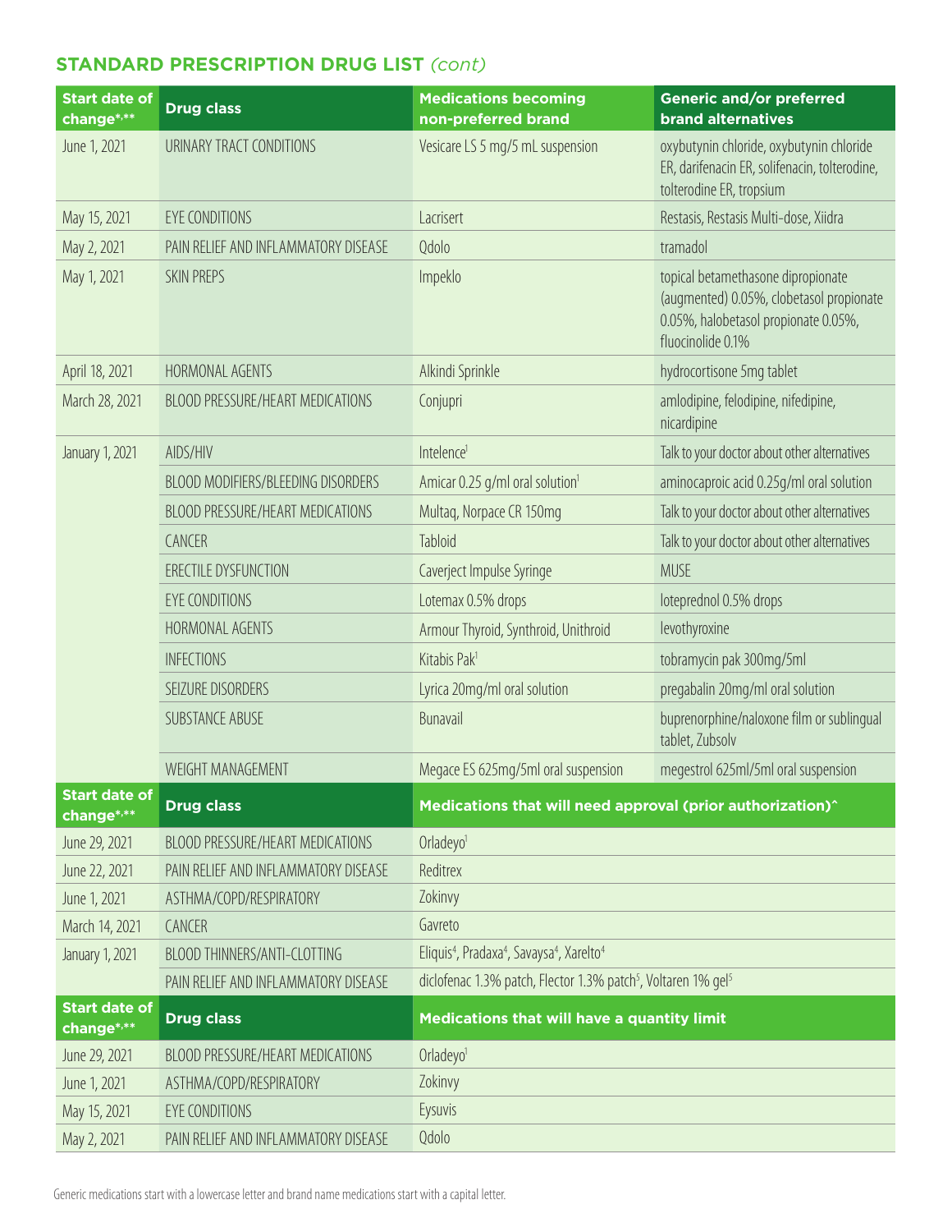## STANDARD PRESCRIPTION DRUG LIST *(cont)*

| Start date of change*,** | Drug class | Medications becoming non-preferred brand | Generic and/or preferred brand alternatives |
|---|---|---|---|
| June 1, 2021 | URINARY TRACT CONDITIONS | Vesicare LS 5 mg/5 mL suspension | oxybutynin chloride, oxybutynin chloride ER, darifenacin ER, solifenacin, tolterodine, tolterodine ER, tropsium |
| May 15, 2021 | EYE CONDITIONS | Lacrisert | Restasis, Restasis Multi-dose, Xiidra |
| May 2, 2021 | PAIN RELIEF AND INFLAMMATORY DISEASE | Qdolo | tramadol |
| May 1, 2021 | SKIN PREPS | Impeklo | topical betamethasone dipropionate (augmented) 0.05%, clobetasol propionate 0.05%, halobetasol propionate 0.05%, fluocinolide 0.1% |
| April 18, 2021 | HORMONAL AGENTS | Alkindi Sprinkle | hydrocortisone 5mg tablet |
| March 28, 2021 | BLOOD PRESSURE/HEART MEDICATIONS | Conjupri | amlodipine, felodipine, nifedipine, nicardipine |
| January 1, 2021 | AIDS/HIV | Intelence[1] | Talk to your doctor about other alternatives |
| | BLOOD MODIFIERS/BLEEDING DISORDERS | Amicar 0.25 g/ml oral solution[1] | aminocaproic acid 0.25g/ml oral solution |
| | BLOOD PRESSURE/HEART MEDICATIONS | Multaq, Norpace CR 150mg | Talk to your doctor about other alternatives |
| | CANCER | Tabloid | Talk to your doctor about other alternatives |
| | ERECTILE DYSFUNCTION | Caverject Impulse Syringe | MUSE |
| | EYE CONDITIONS | Lotemax 0.5% drops | loteprednol 0.5% drops |
| | HORMONAL AGENTS | Armour Thyroid, Synthroid, Unithroid | levothyroxine |
| | INFECTIONS | Kitabis Pak[1] | tobramycin pak 300mg/5ml |
| | SEIZURE DISORDERS | Lyrica 20mg/ml oral solution | pregabalin 20mg/ml oral solution |
| | SUBSTANCE ABUSE | Bunavail | buprenorphine/naloxone film or sublingual tablet, Zubsolv |
| | WEIGHT MANAGEMENT | Megace ES 625mg/5ml oral suspension | megestrol 625ml/5ml oral suspension |

| Start date of change*,** | Drug class | Medications that will need approval (prior authorization)^ |
|---|---|---|
| June 29, 2021 | BLOOD PRESSURE/HEART MEDICATIONS | Orladeyo[1] |
| June 22, 2021 | PAIN RELIEF AND INFLAMMATORY DISEASE | Reditrex |
| June 1, 2021 | ASTHMA/COPD/RESPIRATORY | Zokinvy |
| March 14, 2021 | CANCER | Gavreto |
| January 1, 2021 | BLOOD THINNERS/ANTI-CLOTTING | Eliquis[4], Pradaxa[4], Savaysa[4], Xarelto[4] |
| | PAIN RELIEF AND INFLAMMATORY DISEASE | diclofenac 1.3% patch, Flector 1.3% patch[5], Voltaren 1% gel[5] |

| Start date of change*,** | Drug class | Medications that will have a quantity limit |
|---|---|---|
| June 29, 2021 | BLOOD PRESSURE/HEART MEDICATIONS | Orladeyo[1] |
| June 1, 2021 | ASTHMA/COPD/RESPIRATORY | Zokinvy |
| May 15, 2021 | EYE CONDITIONS | Eysuvis |
| May 2, 2021 | PAIN RELIEF AND INFLAMMATORY DISEASE | Qdolo |

Generic medications start with a lowercase letter and brand name medications start with a capital letter.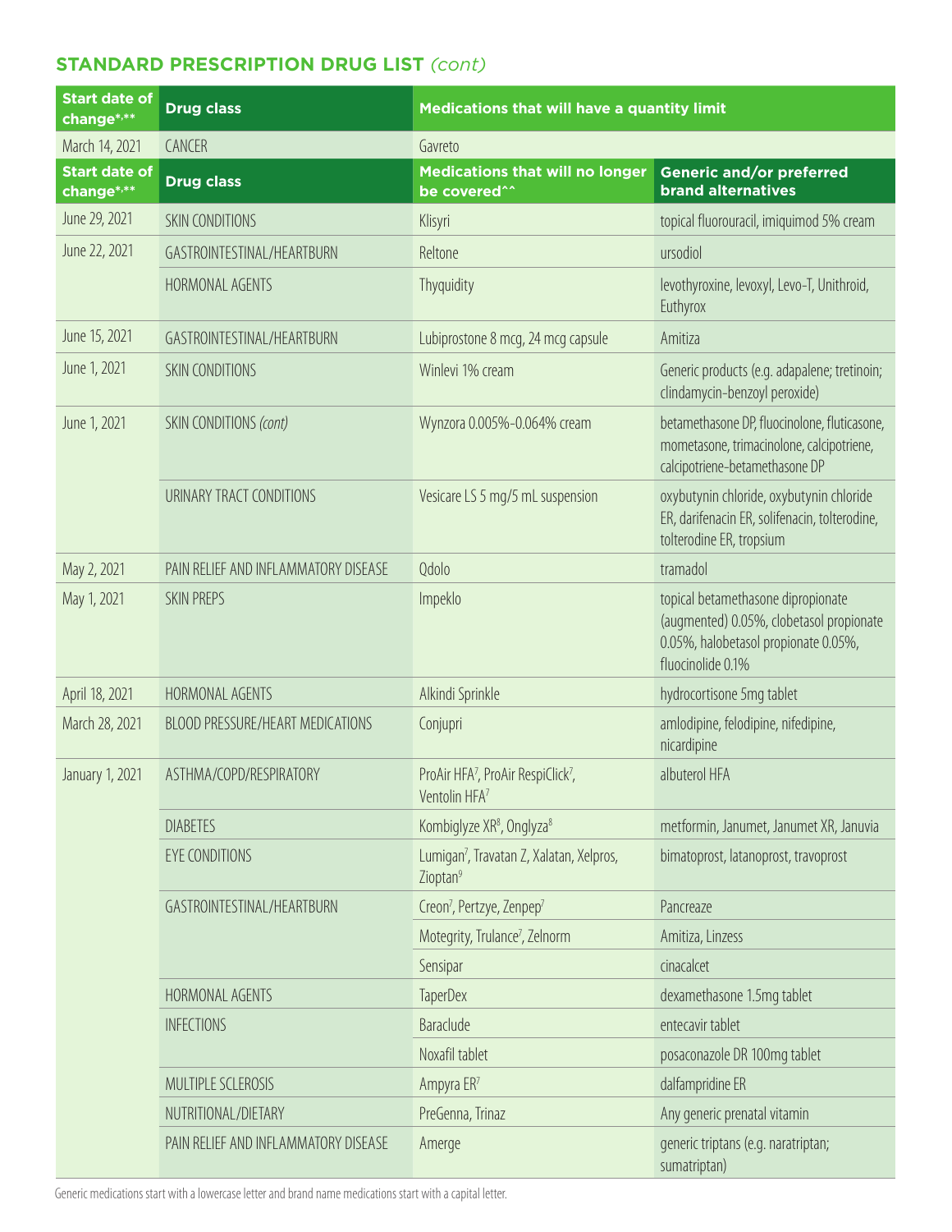## STANDARD PRESCRIPTION DRUG LIST *(cont)*

| Start date of change*,** | Drug class | Medications that will have a quantity limit | |
|---|---|---|---|
| March 14, 2021 | CANCER | Gavreto | |
| **Start date of change*,**** | **Drug class** | **Medications that will no longer be covered^^** | **Generic and/or preferred brand alternatives** |
| June 29, 2021 | SKIN CONDITIONS | Klisyri | topical fluorouracil, imiquimod 5% cream |
| June 22, 2021 | GASTROINTESTINAL/HEARTBURN | Reltone | ursodiol |
| | HORMONAL AGENTS | Thyquidity | levothyroxine, levoxyl, Levo-T, Unithroid, Euthyrox |
| June 15, 2021 | GASTROINTESTINAL/HEARTBURN | Lubiprostone 8 mcg, 24 mcg capsule | Amitiza |
| June 1, 2021 | SKIN CONDITIONS | Winlevi 1% cream | Generic products (e.g. adapalene; tretinoin; clindamycin-benzoyl peroxide) |
| June 1, 2021 | SKIN CONDITIONS *(cont)* | Wynzora 0.005%-0.064% cream | betamethasone DP, fluocinolone, fluticasone, mometasone, trimacinolone, calcipotriene, calcipotriene-betamethasone DP |
| | URINARY TRACT CONDITIONS | Vesicare LS 5 mg/5 mL suspension | oxybutynin chloride, oxybutynin chloride ER, darifenacin ER, solifenacin, tolterodine, tolterodine ER, tropsium |
| May 2, 2021 | PAIN RELIEF AND INFLAMMATORY DISEASE | Qdolo | tramadol |
| May 1, 2021 | SKIN PREPS | Impeklo | topical betamethasone dipropionate (augmented) 0.05%, clobetasol propionate 0.05%, halobetasol propionate 0.05%, fluocinolide 0.1% |
| April 18, 2021 | HORMONAL AGENTS | Alkindi Sprinkle | hydrocortisone 5mg tablet |
| March 28, 2021 | BLOOD PRESSURE/HEART MEDICATIONS | Conjupri | amlodipine, felodipine, nifedipine, nicardipine |
| January 1, 2021 | ASTHMA/COPD/RESPIRATORY | ProAir HFA[7], ProAir RespiClick[7], Ventolin HFA[7] | albuterol HFA |
| | DIABETES | Kombiglyze XR[8], Onglyza[8] | metformin, Janumet, Janumet XR, Januvia |
| | EYE CONDITIONS | Lumigan[7], Travatan Z, Xalatan, Xelpros, Zioptan[9] | bimatoprost, latanoprost, travoprost |
| | GASTROINTESTINAL/HEARTBURN | Creon[7], Pertzye, Zenpep[7] | Pancreaze |
| | | Motegrity, Trulance[7], Zelnorm | Amitiza, Linzess |
| | | Sensipar | cinacalcet |
| | HORMONAL AGENTS | TaperDex | dexamethasone 1.5mg tablet |
| | INFECTIONS | Baraclude | entecavir tablet |
| | | Noxafil tablet | posaconazole DR 100mg tablet |
| | MULTIPLE SCLEROSIS | Ampyra ER[7] | dalfampridine ER |
| | NUTRITIONAL/DIETARY | PreGenna, Trinaz | Any generic prenatal vitamin |
| | PAIN RELIEF AND INFLAMMATORY DISEASE | Amerge | generic triptans (e.g. naratriptan; sumatriptan) |

Generic medications start with a lowercase letter and brand name medications start with a capital letter.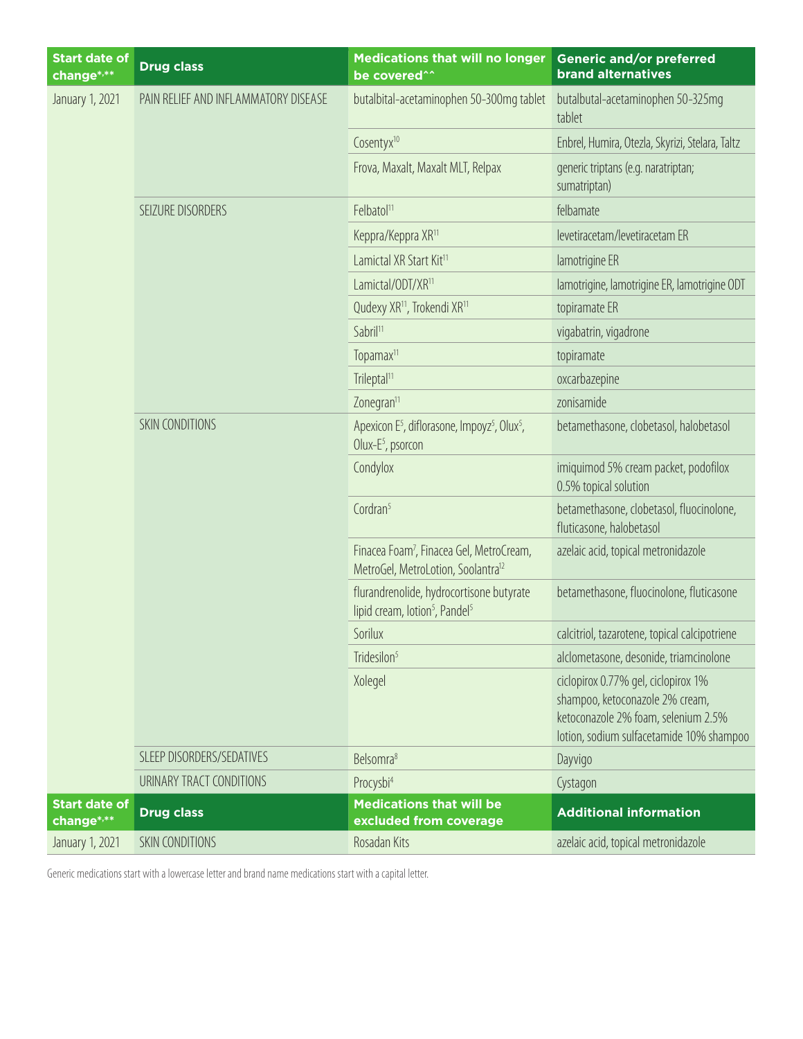| Start date of change*,** | Drug class | Medications that will no longer be covered^^ | Generic and/or preferred brand alternatives |
|---|---|---|---|
| January 1, 2021 | PAIN RELIEF AND INFLAMMATORY DISEASE | butalbital-acetaminophen 50-300mg tablet | butalbutal-acetaminophen 50-325mg tablet |
| | | Cosentyx[10] | Enbrel, Humira, Otezla, Skyrizi, Stelara, Taltz |
| | | Frova, Maxalt, Maxalt MLT, Relpax | generic triptans (e.g. naratriptan; sumatriptan) |
| | SEIZURE DISORDERS | Felbatol[11] | felbamate |
| | | Keppra/Keppra XR[11] | levetiracetam/levetiracetam ER |
| | | Lamictal XR Start Kit[11] | lamotrigine ER |
| | | Lamictal/ODT/XR[11] | lamotrigine, lamotrigine ER, lamotrigine ODT |
| | | Qudexy XR[11], Trokendi XR[11] | topiramate ER |
| | | Sabril[11] | vigabatrin, vigadrone |
| | | Topamax[11] | topiramate |
| | | Trileptal[11] | oxcarbazepine |
| | | Zonegran[11] | zonisamide |
| | SKIN CONDITIONS | Apexicon E[5], diflorasone, Impoyz[5], Olux[5], Olux-E[5], psorcon | betamethasone, clobetasol, halobetasol |
| | | Condylox | imiquimod 5% cream packet, podofilox 0.5% topical solution |
| | | Cordran[5] | betamethasone, clobetasol, fluocinolone, fluticasone, halobetasol |
| | | Finacea Foam[7], Finacea Gel, MetroCream, MetroGel, MetroLotion, Soolantra[12] | azelaic acid, topical metronidazole |
| | | flurandrenolide, hydrocortisone butyrate lipid cream, lotion[5], Pandel[5] | betamethasone, fluocinolone, fluticasone |
| | | Sorilux | calcitriol, tazarotene, topical calcipotriene |
| | | Tridesilon[5] | alclometasone, desonide, triamcinolone |
| | | Xolegel | ciclopirox 0.77% gel, ciclopirox 1% shampoo, ketoconazole 2% cream, ketoconazole 2% foam, selenium 2.5% lotion, sodium sulfacetamide 10% shampoo |
| | SLEEP DISORDERS/SEDATIVES | Belsomra[8] | Dayvigo |
| | URINARY TRACT CONDITIONS | Procysbi[4] | Cystagon |

| Start date of change*,** | Drug class | Medications that will be excluded from coverage | Additional information |
|---|---|---|---|
| January 1, 2021 | SKIN CONDITIONS | Rosadan Kits | azelaic acid, topical metronidazole |

Generic medications start with a lowercase letter and brand name medications start with a capital letter.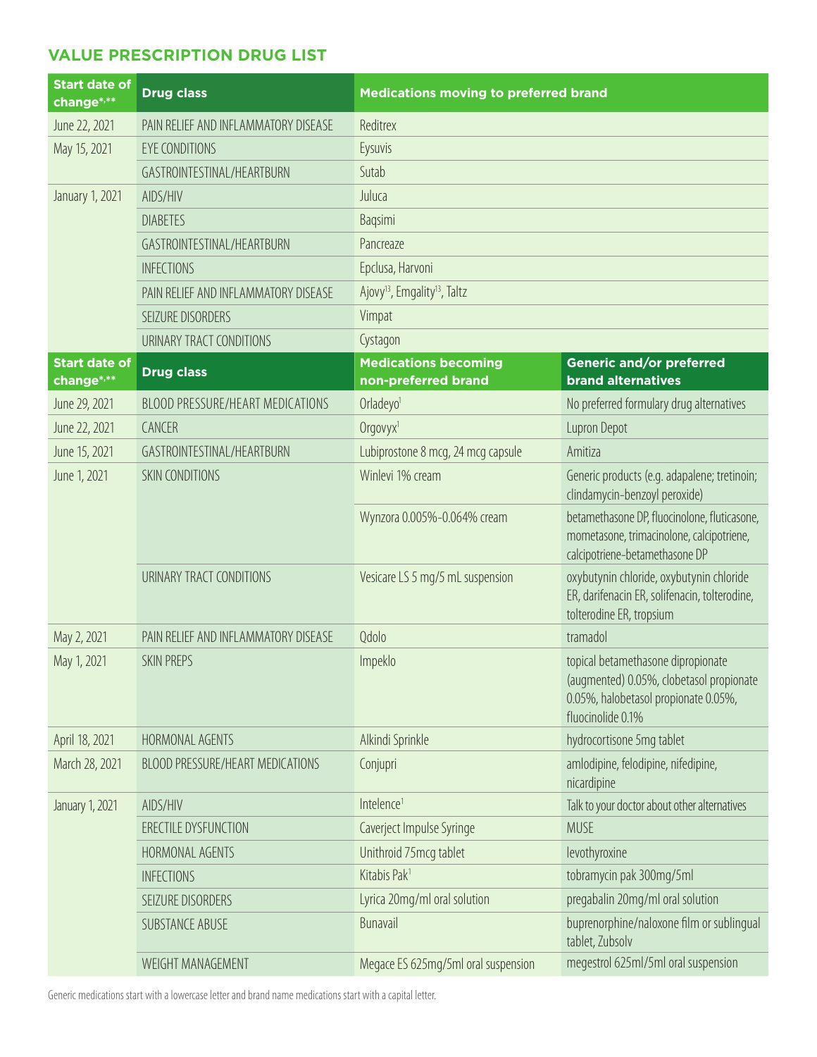## VALUE PRESCRIPTION DRUG LIST

| Start date of change*,** | Drug class | Medications moving to preferred brand |
|---|---|---|
| June 22, 2021 | PAIN RELIEF AND INFLAMMATORY DISEASE | Reditrex |
| May 15, 2021 | EYE CONDITIONS | Eysuvis |
| | GASTROINTESTINAL/HEARTBURN | Sutab |
| January 1, 2021 | AIDS/HIV | Juluca |
| | DIABETES | Baqsimi |
| | GASTROINTESTINAL/HEARTBURN | Pancreaze |
| | INFECTIONS | Epclusa, Harvoni |
| | PAIN RELIEF AND INFLAMMATORY DISEASE | Ajovy[13], Emgality[13], Taltz |
| | SEIZURE DISORDERS | Vimpat |
| | URINARY TRACT CONDITIONS | Cystagon |

| Start date of change*,** | Drug class | Medications becoming non-preferred brand | Generic and/or preferred brand alternatives |
|---|---|---|---|
| June 29, 2021 | BLOOD PRESSURE/HEART MEDICATIONS | Orladeyo[1] | No preferred formulary drug alternatives |
| June 22, 2021 | CANCER | Orgovyx[1] | Lupron Depot |
| June 15, 2021 | GASTROINTESTINAL/HEARTBURN | Lubiprostone 8 mcg, 24 mcg capsule | Amitiza |
| June 1, 2021 | SKIN CONDITIONS | Winlevi 1% cream | Generic products (e.g. adapalene; tretinoin; clindamycin-benzoyl peroxide) |
| | | Wynzora 0.005%-0.064% cream | betamethasone DP, fluocinolone, fluticasone, mometasone, trimacinolone, calcipotriene, calcipotriene-betamethasone DP |
| | URINARY TRACT CONDITIONS | Vesicare LS 5 mg/5 mL suspension | oxybutynin chloride, oxybutynin chloride ER, darifenacin ER, solifenacin, tolterodine, tolterodine ER, tropsium |
| May 2, 2021 | PAIN RELIEF AND INFLAMMATORY DISEASE | Qdolo | tramadol |
| May 1, 2021 | SKIN PREPS | Impeklo | topical betamethasone dipropionate (augmented) 0.05%, clobetasol propionate 0.05%, halobetasol propionate 0.05%, fluocinolide 0.1% |
| April 18, 2021 | HORMONAL AGENTS | Alkindi Sprinkle | hydrocortisone 5mg tablet |
| March 28, 2021 | BLOOD PRESSURE/HEART MEDICATIONS | Conjupri | amlodipine, felodipine, nifedipine, nicardipine |
| January 1, 2021 | AIDS/HIV | Intelence[1] | Talk to your doctor about other alternatives |
| | ERECTILE DYSFUNCTION | Caverject Impulse Syringe | MUSE |
| | HORMONAL AGENTS | Unithroid 75mcg tablet | levothyroxine |
| | INFECTIONS | Kitabis Pak[1] | tobramycin pak 300mg/5ml |
| | SEIZURE DISORDERS | Lyrica 20mg/ml oral solution | pregabalin 20mg/ml oral solution |
| | SUBSTANCE ABUSE | Bunavail | buprenorphine/naloxone film or sublingual tablet, Zubsolv |
| | WEIGHT MANAGEMENT | Megace ES 625mg/5ml oral suspension | megestrol 625ml/5ml oral suspension |

Generic medications start with a lowercase letter and brand name medications start with a capital letter.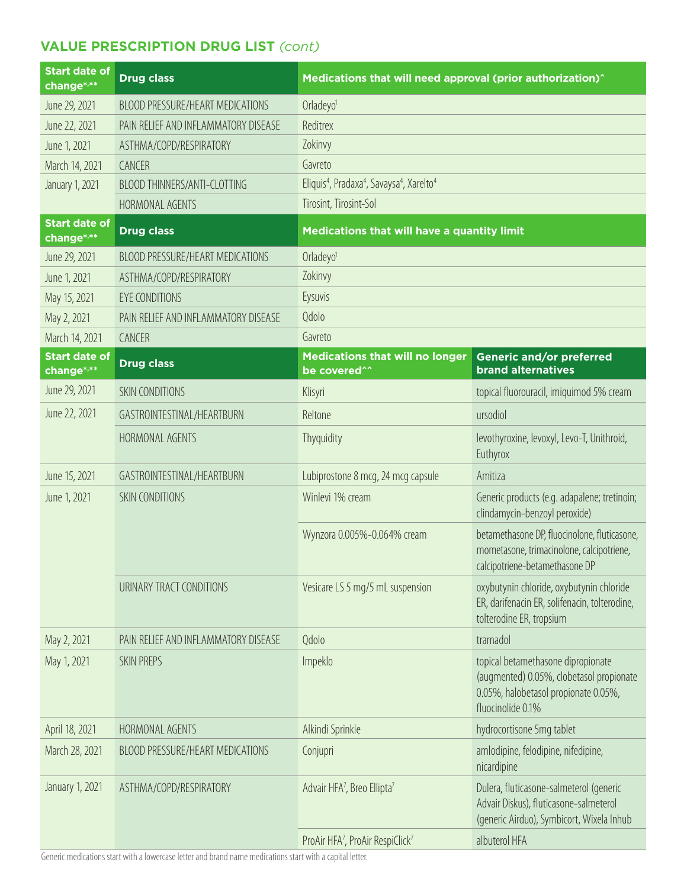## VALUE PRESCRIPTION DRUG LIST *(cont)*

| Start date of change*,** | Drug class | Medications that will need approval (prior authorization)^ |
|---|---|---|
| June 29, 2021 | BLOOD PRESSURE/HEART MEDICATIONS | Orladeyo[1] |
| June 22, 2021 | PAIN RELIEF AND INFLAMMATORY DISEASE | Reditrex |
| June 1, 2021 | ASTHMA/COPD/RESPIRATORY | Zokinvy |
| March 14, 2021 | CANCER | Gavreto |
| January 1, 2021 | BLOOD THINNERS/ANTI-CLOTTING | Eliquis[4], Pradaxa[4], Savaysa[4], Xarelto[4] |
| | HORMONAL AGENTS | Tirosint, Tirosint-Sol |

| Start date of change*,** | Drug class | Medications that will have a quantity limit |
|---|---|---|
| June 29, 2021 | BLOOD PRESSURE/HEART MEDICATIONS | Orladeyo[1] |
| June 1, 2021 | ASTHMA/COPD/RESPIRATORY | Zokinvy |
| May 15, 2021 | EYE CONDITIONS | Eysuvis |
| May 2, 2021 | PAIN RELIEF AND INFLAMMATORY DISEASE | Qdolo |
| March 14, 2021 | CANCER | Gavreto |

| Start date of change*,** | Drug class | Medications that will no longer be covered^^ | Generic and/or preferred brand alternatives |
|---|---|---|---|
| June 29, 2021 | SKIN CONDITIONS | Klisyri | topical fluorouracil, imiquimod 5% cream |
| June 22, 2021 | GASTROINTESTINAL/HEARTBURN | Reltone | ursodiol |
| | HORMONAL AGENTS | Thyquidity | levothyroxine, levoxyl, Levo-T, Unithroid, Euthyrox |
| June 15, 2021 | GASTROINTESTINAL/HEARTBURN | Lubiprostone 8 mcg, 24 mcg capsule | Amitiza |
| June 1, 2021 | SKIN CONDITIONS | Winlevi 1% cream | Generic products (e.g. adapalene; tretinoin; clindamycin-benzoyl peroxide) |
| | | Wynzora 0.005%-0.064% cream | betamethasone DP, fluocinolone, fluticasone, mometasone, trimacinolone, calcipotriene, calcipotriene-betamethasone DP |
| | URINARY TRACT CONDITIONS | Vesicare LS 5 mg/5 mL suspension | oxybutynin chloride, oxybutynin chloride ER, darifenacin ER, solifenacin, tolterodine, tolterodine ER, tropsium |
| May 2, 2021 | PAIN RELIEF AND INFLAMMATORY DISEASE | Qdolo | tramadol |
| May 1, 2021 | SKIN PREPS | Impeklo | topical betamethasone dipropionate (augmented) 0.05%, clobetasol propionate 0.05%, halobetasol propionate 0.05%, fluocinolide 0.1% |
| April 18, 2021 | HORMONAL AGENTS | Alkindi Sprinkle | hydrocortisone 5mg tablet |
| March 28, 2021 | BLOOD PRESSURE/HEART MEDICATIONS | Conjupri | amlodipine, felodipine, nifedipine, nicardipine |
| January 1, 2021 | ASTHMA/COPD/RESPIRATORY | Advair HFA[7], Breo Ellipta[7] | Dulera, fluticasone-salmeterol (generic Advair Diskus), fluticasone-salmeterol (generic Airduo), Symbicort, Wixela Inhub |
| | | ProAir HFA[7], ProAir RespiClick[7] | albuterol HFA |

Generic medications start with a lowercase letter and brand name medications start with a capital letter.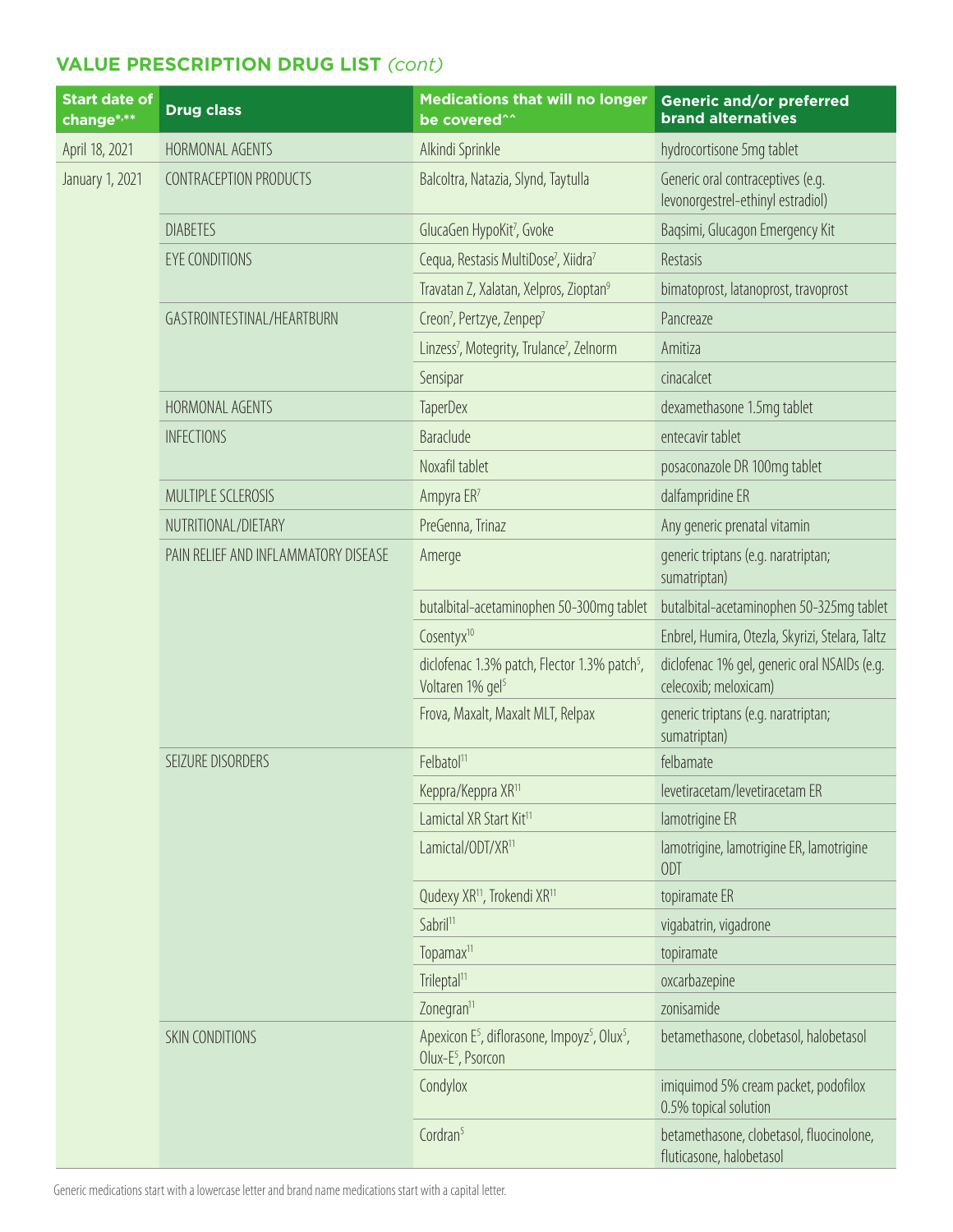## VALUE PRESCRIPTION DRUG LIST *(cont)*

| Start date of change*,** | Drug class | Medications that will no longer be covered^^ | Generic and/or preferred brand alternatives |
|---|---|---|---|
| April 18, 2021 | HORMONAL AGENTS | Alkindi Sprinkle | hydrocortisone 5mg tablet |
| January 1, 2021 | CONTRACEPTION PRODUCTS | Balcoltra, Natazia, Slynd, Taytulla | Generic oral contraceptives (e.g. levonorgestrel-ethinyl estradiol) |
| | DIABETES | GlucaGen HypoKit[7], Gvoke | Baqsimi, Glucagon Emergency Kit |
| | EYE CONDITIONS | Cequa, Restasis MultiDose[7], Xiidra[7] | Restasis |
| | | Travatan Z, Xalatan, Xelpros, Zioptan[9] | bimatoprost, latanoprost, travoprost |
| | GASTROINTESTINAL/HEARTBURN | Creon[7], Pertzye, Zenpep[7] | Pancreaze |
| | | Linzess[7], Motegrity, Trulance[7], Zelnorm | Amitiza |
| | | Sensipar | cinacalcet |
| | HORMONAL AGENTS | TaperDex | dexamethasone 1.5mg tablet |
| | INFECTIONS | Baraclude | entecavir tablet |
| | | Noxafil tablet | posaconazole DR 100mg tablet |
| | MULTIPLE SCLEROSIS | Ampyra ER[7] | dalfampridine ER |
| | NUTRITIONAL/DIETARY | PreGenna, Trinaz | Any generic prenatal vitamin |
| | PAIN RELIEF AND INFLAMMATORY DISEASE | Amerge | generic triptans (e.g. naratriptan; sumatriptan) |
| | | butalbital-acetaminophen 50-300mg tablet | butalbital-acetaminophen 50-325mg tablet |
| | | Cosentyx[10] | Enbrel, Humira, Otezla, Skyrizi, Stelara, Taltz |
| | | diclofenac 1.3% patch, Flector 1.3% patch[5], Voltaren 1% gel[5] | diclofenac 1% gel, generic oral NSAIDs (e.g. celecoxib; meloxicam) |
| | | Frova, Maxalt, Maxalt MLT, Relpax | generic triptans (e.g. naratriptan; sumatriptan) |
| | SEIZURE DISORDERS | Felbatol[11] | felbamate |
| | | Keppra/Keppra XR[11] | levetiracetam/levetiracetam ER |
| | | Lamictal XR Start Kit[11] | lamotrigine ER |
| | | Lamictal/ODT/XR[11] | lamotrigine, lamotrigine ER, lamotrigine ODT |
| | | Qudexy XR[11], Trokendi XR[11] | topiramate ER |
| | | Sabril[11] | vigabatrin, vigadrone |
| | | Topamax[11] | topiramate |
| | | Trileptal[11] | oxcarbazepine |
| | | Zonegran[11] | zonisamide |
| | SKIN CONDITIONS | Apexicon E[5], diflorasone, Impoyz[5], Olux[5], Olux-E[5], Psorcon | betamethasone, clobetasol, halobetasol |
| | | Condylox | imiquimod 5% cream packet, podofilox 0.5% topical solution |
| | | Cordran[5] | betamethasone, clobetasol, fluocinolone, fluticasone, halobetasol |

Generic medications start with a lowercase letter and brand name medications start with a capital letter.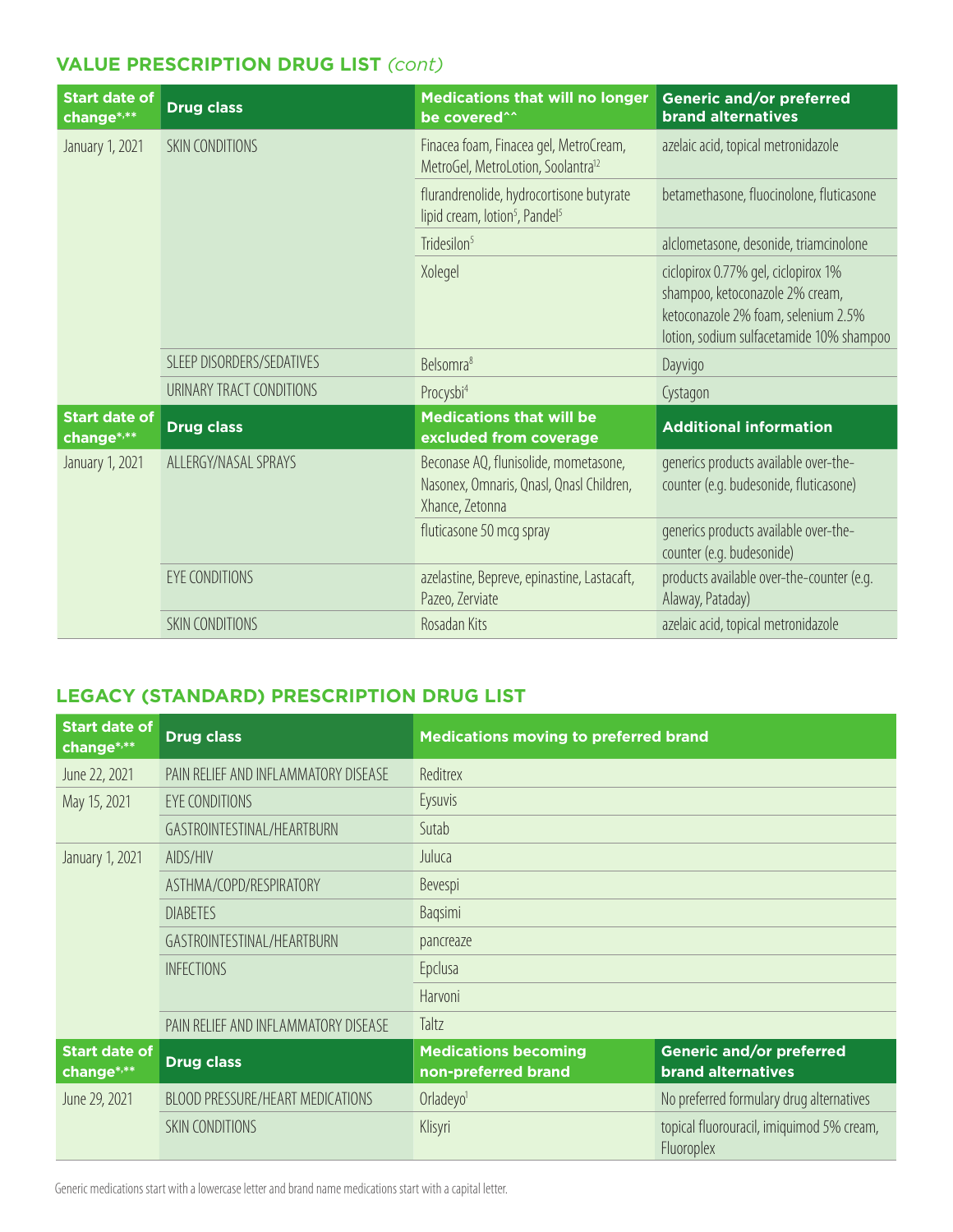## VALUE PRESCRIPTION DRUG LIST *(cont)*

| Start date of change*,** | Drug class | Medications that will no longer be covered^^ | Generic and/or preferred brand alternatives |
|---|---|---|---|
| January 1, 2021 | SKIN CONDITIONS | Finacea foam, Finacea gel, MetroCream, MetroGel, MetroLotion, Soolantra[12] | azelaic acid, topical metronidazole |
| | | flurandrenolide, hydrocortisone butyrate lipid cream, lotion[5], Pandel[5] | betamethasone, fluocinolone, fluticasone |
| | | Tridesilon[5] | alclometasone, desonide, triamcinolone |
| | | Xolegel | ciclopirox 0.77% gel, ciclopirox 1% shampoo, ketoconazole 2% cream, ketoconazole 2% foam, selenium 2.5% lotion, sodium sulfacetamide 10% shampoo |
| | SLEEP DISORDERS/SEDATIVES | Belsomra[8] | Dayvigo |
| | URINARY TRACT CONDITIONS | Procysbi[4] | Cystagon |
| **Start date of change*,\*\*** | **Drug class** | **Medications that will be excluded from coverage** | **Additional information** |
| January 1, 2021 | ALLERGY/NASAL SPRAYS | Beconase AQ, flunisolide, mometasone, Nasonex, Omnaris, Qnasl, Qnasl Children, Xhance, Zetonna | generics products available over-the-counter (e.g. budesonide, fluticasone) |
| | | fluticasone 50 mcg spray | generics products available over-the-counter (e.g. budesonide) |
| | EYE CONDITIONS | azelastine, Bepreve, epinastine, Lastacaft, Pazeo, Zerviate | products available over-the-counter (e.g. Alaway, Pataday) |
| | SKIN CONDITIONS | Rosadan Kits | azelaic acid, topical metronidazole |

## LEGACY (STANDARD) PRESCRIPTION DRUG LIST

| Start date of change*,** | Drug class | Medications moving to preferred brand | |
|---|---|---|---|
| June 22, 2021 | PAIN RELIEF AND INFLAMMATORY DISEASE | Reditrex | |
| May 15, 2021 | EYE CONDITIONS | Eysuvis | |
| | GASTROINTESTINAL/HEARTBURN | Sutab | |
| January 1, 2021 | AIDS/HIV | Juluca | |
| | ASTHMA/COPD/RESPIRATORY | Bevespi | |
| | DIABETES | Baqsimi | |
| | GASTROINTESTINAL/HEARTBURN | pancreaze | |
| | INFECTIONS | Epclusa | |
| | | Harvoni | |
| | PAIN RELIEF AND INFLAMMATORY DISEASE | Taltz | |
| **Start date of change*,\*\*** | **Drug class** | **Medications becoming non-preferred brand** | **Generic and/or preferred brand alternatives** |
| June 29, 2021 | BLOOD PRESSURE/HEART MEDICATIONS | Orladeyo[1] | No preferred formulary drug alternatives |
| | SKIN CONDITIONS | Klisyri | topical fluorouracil, imiquimod 5% cream, Fluoroplex |

Generic medications start with a lowercase letter and brand name medications start with a capital letter.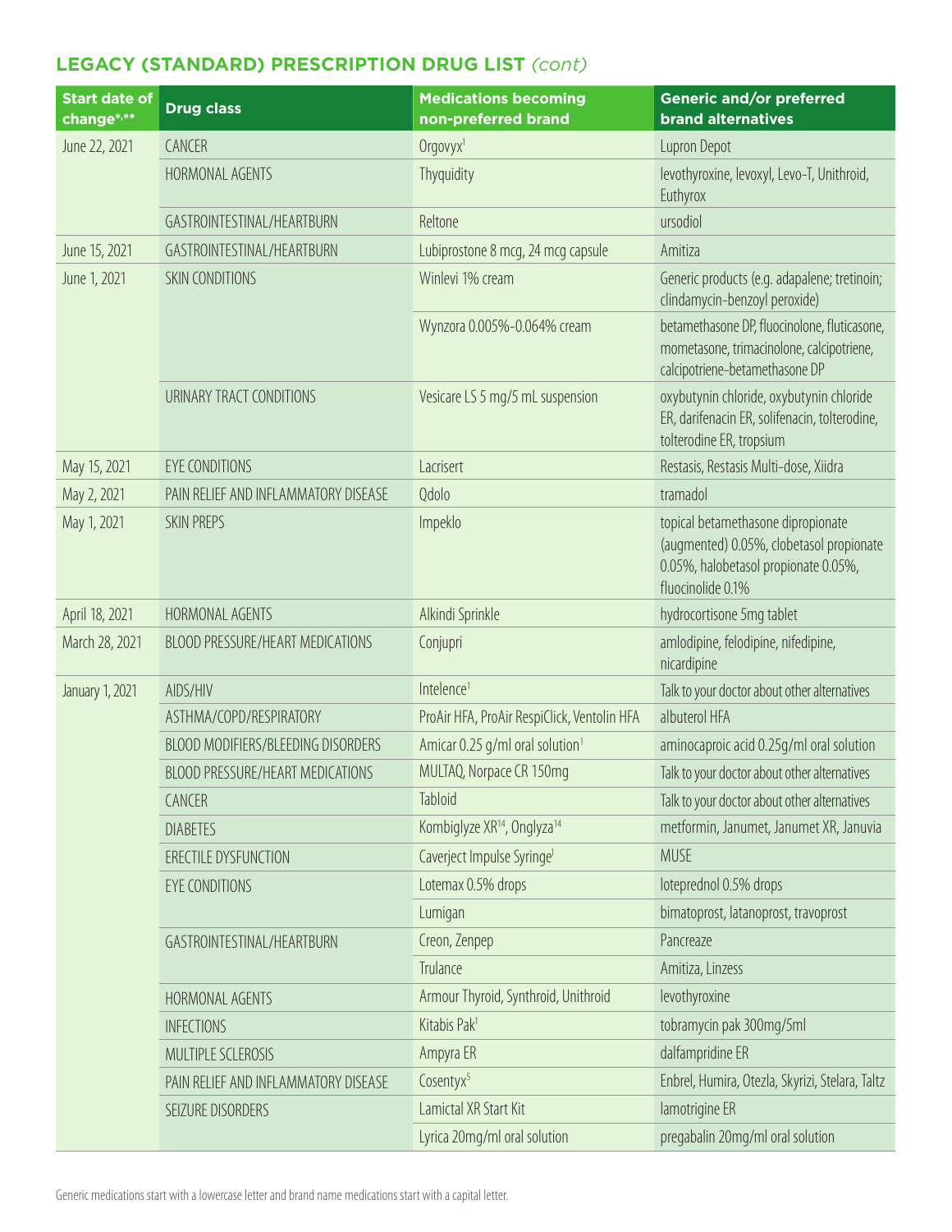## LEGACY (STANDARD) PRESCRIPTION DRUG LIST *(cont)*

| Start date of change*,** | Drug class | Medications becoming non-preferred brand | Generic and/or preferred brand alternatives |
|---|---|---|---|
| June 22, 2021 | CANCER | Orgovyx[1] | Lupron Depot |
| | HORMONAL AGENTS | Thyquidity | levothyroxine, levoxyl, Levo-T, Unithroid, Euthyrox |
| | GASTROINTESTINAL/HEARTBURN | Reltone | ursodiol |
| June 15, 2021 | GASTROINTESTINAL/HEARTBURN | Lubiprostone 8 mcg, 24 mcg capsule | Amitiza |
| June 1, 2021 | SKIN CONDITIONS | Winlevi 1% cream | Generic products (e.g. adapalene; tretinoin; clindamycin-benzoyl peroxide) |
| | | Wynzora 0.005%-0.064% cream | betamethasone DP, fluocinolone, fluticasone, mometasone, trimacinolone, calcipotriene, calcipotriene-betamethasone DP |
| | URINARY TRACT CONDITIONS | Vesicare LS 5 mg/5 mL suspension | oxybutynin chloride, oxybutynin chloride ER, darifenacin ER, solifenacin, tolterodine, tolterodine ER, tropsium |
| May 15, 2021 | EYE CONDITIONS | Lacrisert | Restasis, Restasis Multi-dose, Xiidra |
| May 2, 2021 | PAIN RELIEF AND INFLAMMATORY DISEASE | Qdolo | tramadol |
| May 1, 2021 | SKIN PREPS | Impeklo | topical betamethasone dipropionate (augmented) 0.05%, clobetasol propionate 0.05%, halobetasol propionate 0.05%, fluocinolide 0.1% |
| April 18, 2021 | HORMONAL AGENTS | Alkindi Sprinkle | hydrocortisone 5mg tablet |
| March 28, 2021 | BLOOD PRESSURE/HEART MEDICATIONS | Conjupri | amlodipine, felodipine, nifedipine, nicardipine |
| January 1, 2021 | AIDS/HIV | Intelence[1] | Talk to your doctor about other alternatives |
| | ASTHMA/COPD/RESPIRATORY | ProAir HFA, ProAir RespiClick, Ventolin HFA | albuterol HFA |
| | BLOOD MODIFIERS/BLEEDING DISORDERS | Amicar 0.25 g/ml oral solution[1] | aminocaproic acid 0.25g/ml oral solution |
| | BLOOD PRESSURE/HEART MEDICATIONS | MULTAQ, Norpace CR 150mg | Talk to your doctor about other alternatives |
| | CANCER | Tabloid | Talk to your doctor about other alternatives |
| | DIABETES | Kombiglyze XR[14], Onglyza[14] | metformin, Janumet, Janumet XR, Januvia |
| | ERECTILE DYSFUNCTION | Caverject Impulse Syringe[1] | MUSE |
| | EYE CONDITIONS | Lotemax 0.5% drops | loteprednol 0.5% drops |
| | | Lumigan | bimatoprost, latanoprost, travoprost |
| | GASTROINTESTINAL/HEARTBURN | Creon, Zenpep | Pancreaze |
| | | Trulance | Amitiza, Linzess |
| | HORMONAL AGENTS | Armour Thyroid, Synthroid, Unithroid | levothyroxine |
| | INFECTIONS | Kitabis Pak[1] | tobramycin pak 300mg/5ml |
| | MULTIPLE SCLEROSIS | Ampyra ER | dalfampridine ER |
| | PAIN RELIEF AND INFLAMMATORY DISEASE | Cosentyx[5] | Enbrel, Humira, Otezla, Skyrizi, Stelara, Taltz |
| | SEIZURE DISORDERS | Lamictal XR Start Kit | lamotrigine ER |
| | | Lyrica 20mg/ml oral solution | pregabalin 20mg/ml oral solution |

Generic medications start with a lowercase letter and brand name medications start with a capital letter.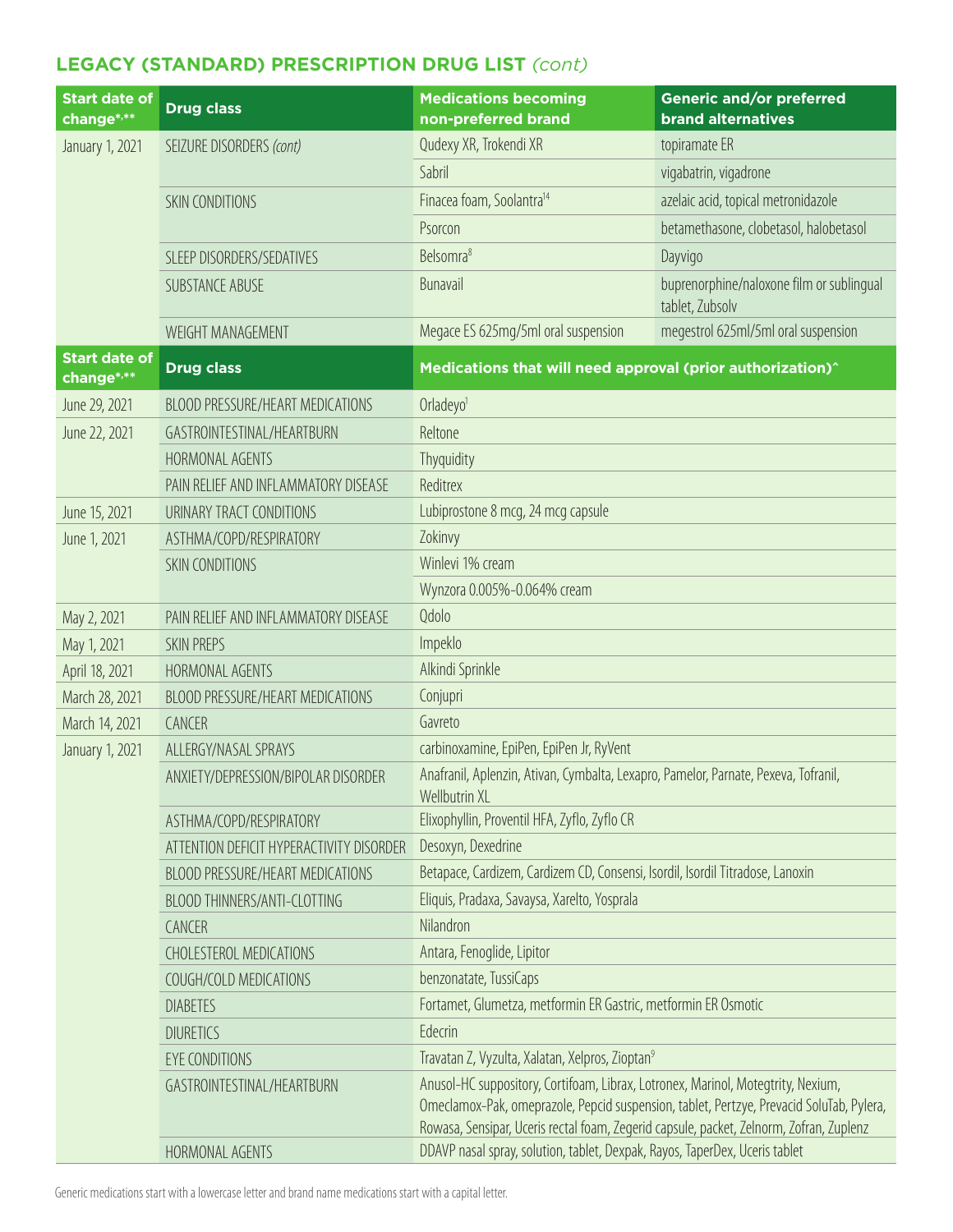## LEGACY (STANDARD) PRESCRIPTION DRUG LIST *(cont)*

| Start date of change*,** | Drug class | Medications becoming non-preferred brand | Generic and/or preferred brand alternatives |
|---|---|---|---|
| January 1, 2021 | SEIZURE DISORDERS *(cont)* | Qudexy XR, Trokendi XR | topiramate ER |
| | | Sabril | vigabatrin, vigadrone |
| | SKIN CONDITIONS | Finacea foam, Soolantra[14] | azelaic acid, topical metronidazole |
| | | Psorcon | betamethasone, clobetasol, halobetasol |
| | SLEEP DISORDERS/SEDATIVES | Belsomra[8] | Dayvigo |
| | SUBSTANCE ABUSE | Bunavail | buprenorphine/naloxone film or sublingual tablet, Zubsolv |
| | WEIGHT MANAGEMENT | Megace ES 625mg/5ml oral suspension | megestrol 625ml/5ml oral suspension |

| Start date of change*,** | Drug class | Medications that will need approval (prior authorization)^ |
|---|---|---|
| June 29, 2021 | BLOOD PRESSURE/HEART MEDICATIONS | Orladeyo[1] |
| June 22, 2021 | GASTROINTESTINAL/HEARTBURN | Reltone |
| | HORMONAL AGENTS | Thyquidity |
| | PAIN RELIEF AND INFLAMMATORY DISEASE | Reditrex |
| June 15, 2021 | URINARY TRACT CONDITIONS | Lubiprostone 8 mcg, 24 mcg capsule |
| June 1, 2021 | ASTHMA/COPD/RESPIRATORY | Zokinvy |
| | SKIN CONDITIONS | Winlevi 1% cream |
| | | Wynzora 0.005%-0.064% cream |
| May 2, 2021 | PAIN RELIEF AND INFLAMMATORY DISEASE | Qdolo |
| May 1, 2021 | SKIN PREPS | Impeklo |
| April 18, 2021 | HORMONAL AGENTS | Alkindi Sprinkle |
| March 28, 2021 | BLOOD PRESSURE/HEART MEDICATIONS | Conjupri |
| March 14, 2021 | CANCER | Gavreto |
| January 1, 2021 | ALLERGY/NASAL SPRAYS | carbinoxamine, EpiPen, EpiPen Jr, RyVent |
| | ANXIETY/DEPRESSION/BIPOLAR DISORDER | Anafranil, Aplenzin, Ativan, Cymbalta, Lexapro, Pamelor, Parnate, Pexeva, Tofranil, Wellbutrin XL |
| | ASTHMA/COPD/RESPIRATORY | Elixophyllin, Proventil HFA, Zyflo, Zyflo CR |
| | ATTENTION DEFICIT HYPERACTIVITY DISORDER | Desoxyn, Dexedrine |
| | BLOOD PRESSURE/HEART MEDICATIONS | Betapace, Cardizem, Cardizem CD, Consensi, Isordil, Isordil Titradose, Lanoxin |
| | BLOOD THINNERS/ANTI-CLOTTING | Eliquis, Pradaxa, Savaysa, Xarelto, Yosprala |
| | CANCER | Nilandron |
| | CHOLESTEROL MEDICATIONS | Antara, Fenoglide, Lipitor |
| | COUGH/COLD MEDICATIONS | benzonatate, TussiCaps |
| | DIABETES | Fortamet, Glumetza, metformin ER Gastric, metformin ER Osmotic |
| | DIURETICS | Edecrin |
| | EYE CONDITIONS | Travatan Z, Vyzulta, Xalatan, Xelpros, Zioptan[9] |
| | GASTROINTESTINAL/HEARTBURN | Anusol-HC suppository, Cortifoam, Librax, Lotronex, Marinol, Motegtrity, Nexium, Omeclamox-Pak, omeprazole, Pepcid suspension, tablet, Pertzye, Prevacid SoluTab, Pylera, Rowasa, Sensipar, Uceris rectal foam, Zegerid capsule, packet, Zelnorm, Zofran, Zuplenz |
| | HORMONAL AGENTS | DDAVP nasal spray, solution, tablet, Dexpak, Rayos, TaperDex, Uceris tablet |

Generic medications start with a lowercase letter and brand name medications start with a capital letter.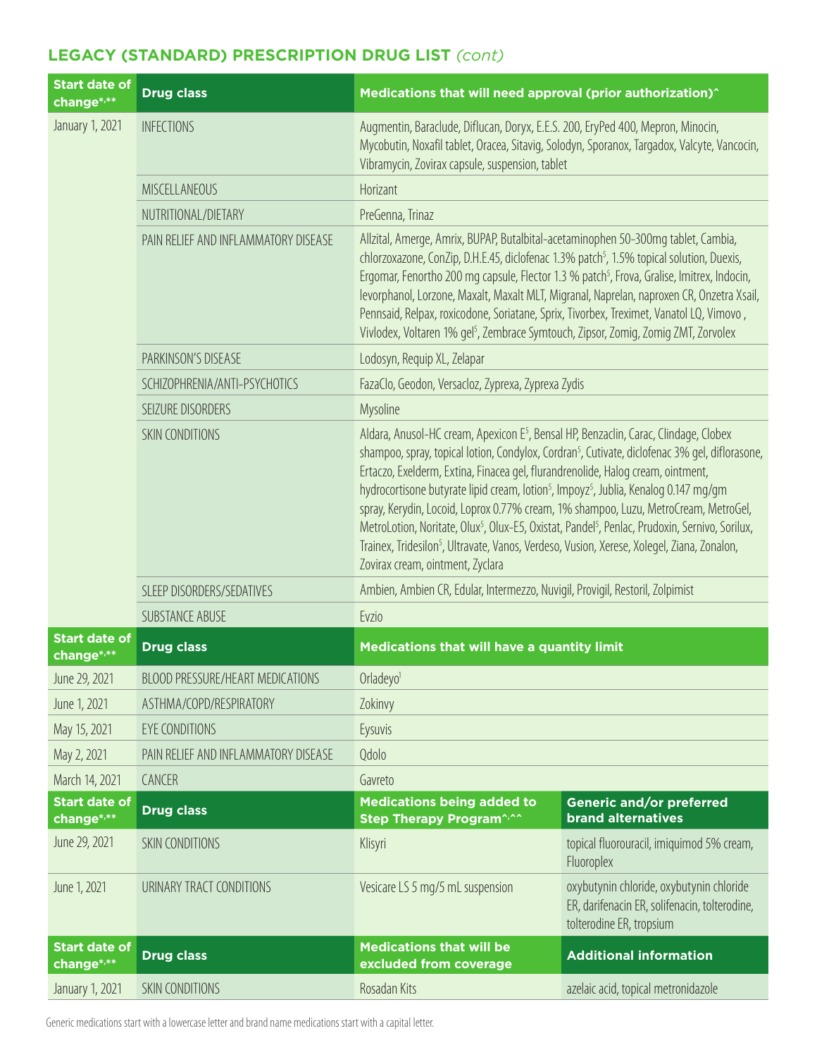## LEGACY (STANDARD) PRESCRIPTION DRUG LIST *(cont)*

| Start date of change*,** | Drug class | Medications that will need approval (prior authorization)^ |
|---|---|---|
| January 1, 2021 | INFECTIONS | Augmentin, Baraclude, Diflucan, Doryx, E.E.S. 200, EryPed 400, Mepron, Minocin, Mycobutin, Noxafil tablet, Oracea, Sitavig, Solodyn, Sporanox, Targadox, Valcyte, Vancocin, Vibramycin, Zovirax capsule, suspension, tablet |
| | MISCELLANEOUS | Horizant |
| | NUTRITIONAL/DIETARY | PreGenna, Trinaz |
| | PAIN RELIEF AND INFLAMMATORY DISEASE | Allzital, Amerge, Amrix, BUPAP, Butalbital-acetaminophen 50-300mg tablet, Cambia, chlorzoxazone, ConZip, D.H.E.45, diclofenac 1.3% patch[5], 1.5% topical solution, Duexis, Ergomar, Fenortho 200 mg capsule, Flector 1.3 % patch[5], Frova, Gralise, Imitrex, Indocin, levorphanol, Lorzone, Maxalt, Maxalt MLT, Migranal, Naprelan, naproxen CR, Onzetra Xsail, Pennsaid, Relpax, roxicodone, Soriatane, Sprix, Tivorbex, Treximet, Vanatol LQ, Vimovo , Vivlodex, Voltaren 1% gel[5], Zembrace Symtouch, Zipsor, Zomig, Zomig ZMT, Zorvolex |
| | PARKINSON'S DISEASE | Lodosyn, Requip XL, Zelapar |
| | SCHIZOPHRENIA/ANTI-PSYCHOTICS | FazaClo, Geodon, Versacloz, Zyprexa, Zyprexa Zydis |
| | SEIZURE DISORDERS | Mysoline |
| | SKIN CONDITIONS | Aldara, Anusol-HC cream, Apexicon E[5], Bensal HP, Benzaclin, Carac, Clindage, Clobex shampoo, spray, topical lotion, Condylox, Cordran[5], Cutivate, diclofenac 3% gel, diflorasone, Ertaczo, Exelderm, Extina, Finacea gel, flurandrenolide, Halog cream, ointment, hydrocortisone butyrate lipid cream, lotion[5], Impoyz[5], Jublia, Kenalog 0.147 mg/gm spray, Kerydin, Locoid, Loprox 0.77% cream, 1% shampoo, Luzu, MetroCream, MetroGel, MetroLotion, Noritate, Olux[5], Olux-E5, Oxistat, Pandel[5], Penlac, Prudoxin, Sernivo, Sorilux, Trainex, Tridesilon[5], Ultravate, Vanos, Verdeso, Vusion, Xerese, Xolegel, Ziana, Zonalon, Zovirax cream, ointment, Zyclara |
| | SLEEP DISORDERS/SEDATIVES | Ambien, Ambien CR, Edular, Intermezzo, Nuvigil, Provigil, Restoril, Zolpimist |
| | SUBSTANCE ABUSE | Evzio |

| Start date of change*,** | Drug class | Medications that will have a quantity limit |
|---|---|---|
| June 29, 2021 | BLOOD PRESSURE/HEART MEDICATIONS | Orladeyo[1] |
| June 1, 2021 | ASTHMA/COPD/RESPIRATORY | Zokinvy |
| May 15, 2021 | EYE CONDITIONS | Eysuvis |
| May 2, 2021 | PAIN RELIEF AND INFLAMMATORY DISEASE | Qdolo |
| March 14, 2021 | CANCER | Gavreto |

| Start date of change*,** | Drug class | Medications being added to Step Therapy Program^,^^ | Generic and/or preferred brand alternatives |
|---|---|---|---|
| June 29, 2021 | SKIN CONDITIONS | Klisyri | topical fluorouracil, imiquimod 5% cream, Fluoroplex |
| June 1, 2021 | URINARY TRACT CONDITIONS | Vesicare LS 5 mg/5 mL suspension | oxybutynin chloride, oxybutynin chloride ER, darifenacin ER, solifenacin, tolterodine, tolterodine ER, tropsium |

| Start date of change*,** | Drug class | Medications that will be excluded from coverage | Additional information |
|---|---|---|---|
| January 1, 2021 | SKIN CONDITIONS | Rosadan Kits | azelaic acid, topical metronidazole |

Generic medications start with a lowercase letter and brand name medications start with a capital letter.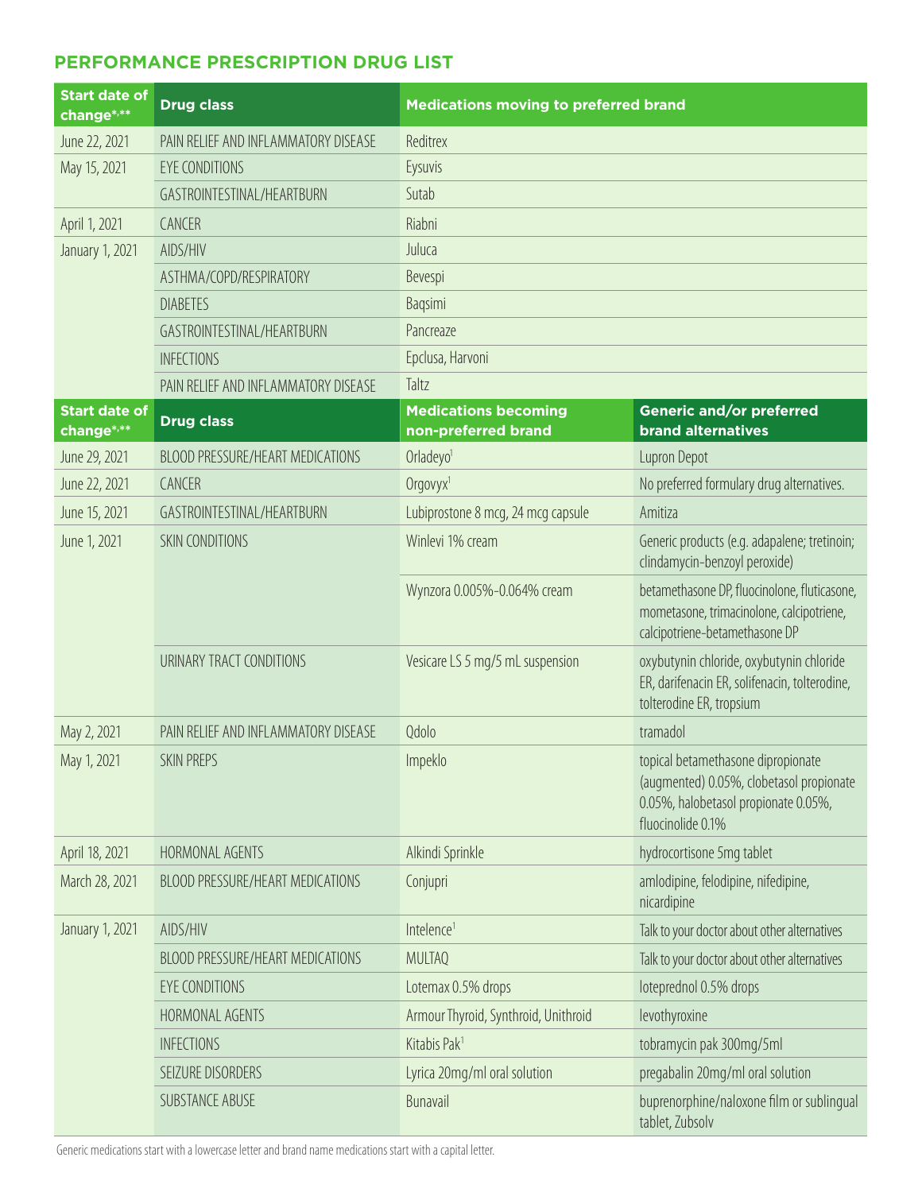## PERFORMANCE PRESCRIPTION DRUG LIST

| Start date of change*,** | Drug class | Medications moving to preferred brand |
|---|---|---|
| June 22, 2021 | PAIN RELIEF AND INFLAMMATORY DISEASE | Reditrex |
| May 15, 2021 | EYE CONDITIONS | Eysuvis |
| | GASTROINTESTINAL/HEARTBURN | Sutab |
| April 1, 2021 | CANCER | Riabni |
| January 1, 2021 | AIDS/HIV | Juluca |
| | ASTHMA/COPD/RESPIRATORY | Bevespi |
| | DIABETES | Baqsimi |
| | GASTROINTESTINAL/HEARTBURN | Pancreaze |
| | INFECTIONS | Epclusa, Harvoni |
| | PAIN RELIEF AND INFLAMMATORY DISEASE | Taltz |

| Start date of change*,** | Drug class | Medications becoming non-preferred brand | Generic and/or preferred brand alternatives |
|---|---|---|---|
| June 29, 2021 | BLOOD PRESSURE/HEART MEDICATIONS | Orladeyo[1] | Lupron Depot |
| June 22, 2021 | CANCER | Orgovyx[1] | No preferred formulary drug alternatives. |
| June 15, 2021 | GASTROINTESTINAL/HEARTBURN | Lubiprostone 8 mcg, 24 mcg capsule | Amitiza |
| June 1, 2021 | SKIN CONDITIONS | Winlevi 1% cream | Generic products (e.g. adapalene; tretinoin; clindamycin-benzoyl peroxide) |
| | | Wynzora 0.005%-0.064% cream | betamethasone DP, fluocinolone, fluticasone, mometasone, trimacinolone, calcipotriene, calcipotriene-betamethasone DP |
| | URINARY TRACT CONDITIONS | Vesicare LS 5 mg/5 mL suspension | oxybutynin chloride, oxybutynin chloride ER, darifenacin ER, solifenacin, tolterodine, tolterodine ER, tropsium |
| May 2, 2021 | PAIN RELIEF AND INFLAMMATORY DISEASE | Qdolo | tramadol |
| May 1, 2021 | SKIN PREPS | Impeklo | topical betamethasone dipropionate (augmented) 0.05%, clobetasol propionate 0.05%, halobetasol propionate 0.05%, fluocinolide 0.1% |
| April 18, 2021 | HORMONAL AGENTS | Alkindi Sprinkle | hydrocortisone 5mg tablet |
| March 28, 2021 | BLOOD PRESSURE/HEART MEDICATIONS | Conjupri | amlodipine, felodipine, nifedipine, nicardipine |
| January 1, 2021 | AIDS/HIV | Intelence[1] | Talk to your doctor about other alternatives |
| | BLOOD PRESSURE/HEART MEDICATIONS | MULTAQ | Talk to your doctor about other alternatives |
| | EYE CONDITIONS | Lotemax 0.5% drops | loteprednol 0.5% drops |
| | HORMONAL AGENTS | Armour Thyroid, Synthroid, Unithroid | levothyroxine |
| | INFECTIONS | Kitabis Pak[1] | tobramycin pak 300mg/5ml |
| | SEIZURE DISORDERS | Lyrica 20mg/ml oral solution | pregabalin 20mg/ml oral solution |
| | SUBSTANCE ABUSE | Bunavail | buprenorphine/naloxone film or sublingual tablet, Zubsolv |

Generic medications start with a lowercase letter and brand name medications start with a capital letter.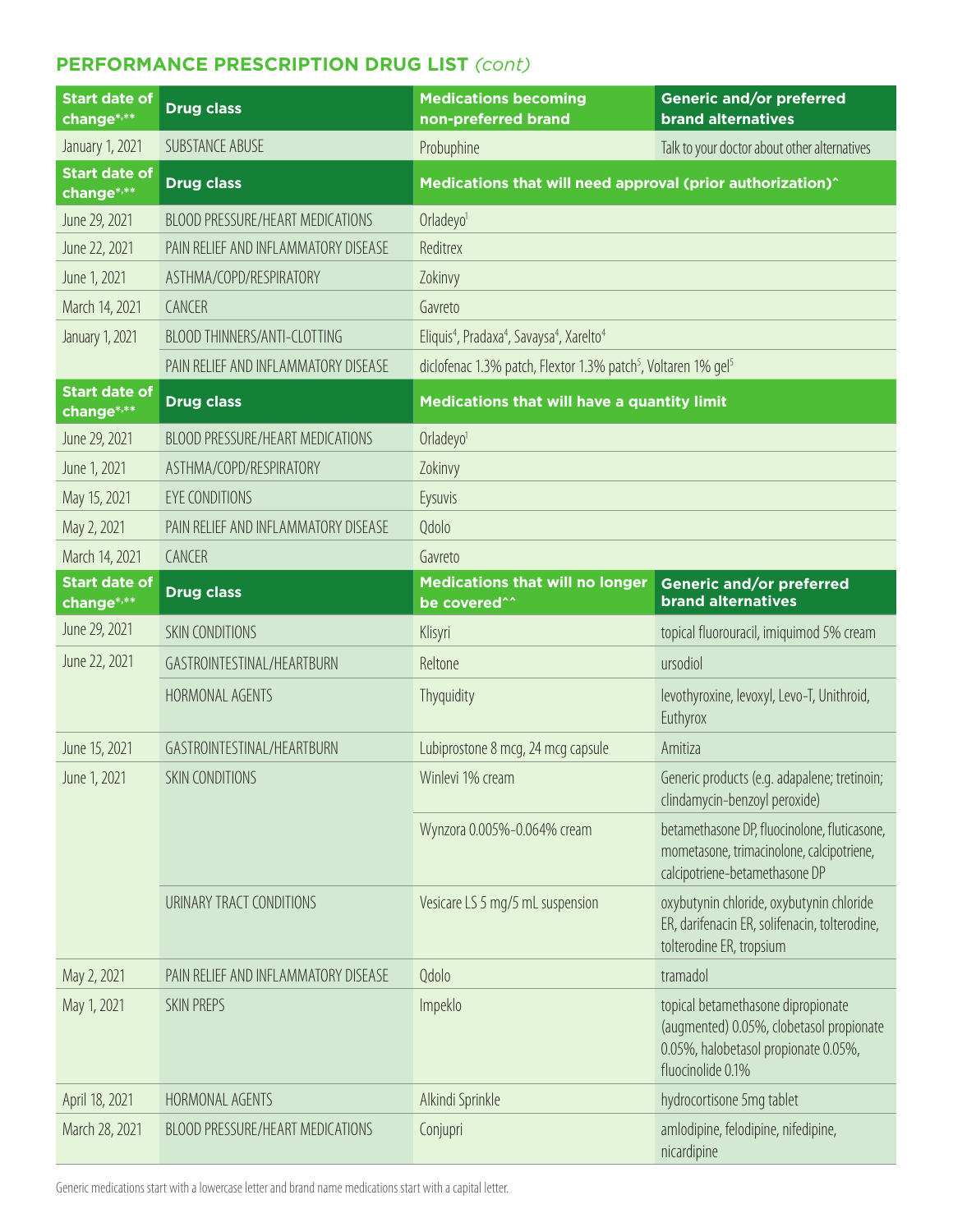## PERFORMANCE PRESCRIPTION DRUG LIST *(cont)*

| Start date of change*,** | Drug class | Medications becoming non-preferred brand | Generic and/or preferred brand alternatives |
|---|---|---|---|
| January 1, 2021 | SUBSTANCE ABUSE | Probuphine | Talk to your doctor about other alternatives |

| Start date of change*,** | Drug class | Medications that will need approval (prior authorization)^ |
|---|---|---|
| June 29, 2021 | BLOOD PRESSURE/HEART MEDICATIONS | Orladeyo[1] |
| June 22, 2021 | PAIN RELIEF AND INFLAMMATORY DISEASE | Reditrex |
| June 1, 2021 | ASTHMA/COPD/RESPIRATORY | Zokinvy |
| March 14, 2021 | CANCER | Gavreto |
| January 1, 2021 | BLOOD THINNERS/ANTI-CLOTTING | Eliquis[4], Pradaxa[4], Savaysa[4], Xarelto[4] |
| | PAIN RELIEF AND INFLAMMATORY DISEASE | diclofenac 1.3% patch, Flextor 1.3% patch[5], Voltaren 1% gel[5] |

| Start date of change*,** | Drug class | Medications that will have a quantity limit |
|---|---|---|
| June 29, 2021 | BLOOD PRESSURE/HEART MEDICATIONS | Orladeyo[1] |
| June 1, 2021 | ASTHMA/COPD/RESPIRATORY | Zokinvy |
| May 15, 2021 | EYE CONDITIONS | Eysuvis |
| May 2, 2021 | PAIN RELIEF AND INFLAMMATORY DISEASE | Qdolo |
| March 14, 2021 | CANCER | Gavreto |

| Start date of change*,** | Drug class | Medications that will no longer be covered^^ | Generic and/or preferred brand alternatives |
|---|---|---|---|
| June 29, 2021 | SKIN CONDITIONS | Klisyri | topical fluorouracil, imiquimod 5% cream |
| June 22, 2021 | GASTROINTESTINAL/HEARTBURN | Reltone | ursodiol |
| | HORMONAL AGENTS | Thyquidity | levothyroxine, levoxyl, Levo-T, Unithroid, Euthyrox |
| June 15, 2021 | GASTROINTESTINAL/HEARTBURN | Lubiprostone 8 mcg, 24 mcg capsule | Amitiza |
| June 1, 2021 | SKIN CONDITIONS | Winlevi 1% cream | Generic products (e.g. adapalene; tretinoin; clindamycin-benzoyl peroxide) |
| | | Wynzora 0.005%-0.064% cream | betamethasone DP, fluocinolone, fluticasone, mometasone, trimacinolone, calcipotriene, calcipotriene-betamethasone DP |
| | URINARY TRACT CONDITIONS | Vesicare LS 5 mg/5 mL suspension | oxybutynin chloride, oxybutynin chloride ER, darifenacin ER, solifenacin, tolterodine, tolterodine ER, tropsium |
| May 2, 2021 | PAIN RELIEF AND INFLAMMATORY DISEASE | Qdolo | tramadol |
| May 1, 2021 | SKIN PREPS | Impeklo | topical betamethasone dipropionate (augmented) 0.05%, clobetasol propionate 0.05%, halobetasol propionate 0.05%, fluocinolide 0.1% |
| April 18, 2021 | HORMONAL AGENTS | Alkindi Sprinkle | hydrocortisone 5mg tablet |
| March 28, 2021 | BLOOD PRESSURE/HEART MEDICATIONS | Conjupri | amlodipine, felodipine, nifedipine, nicardipine |

Generic medications start with a lowercase letter and brand name medications start with a capital letter.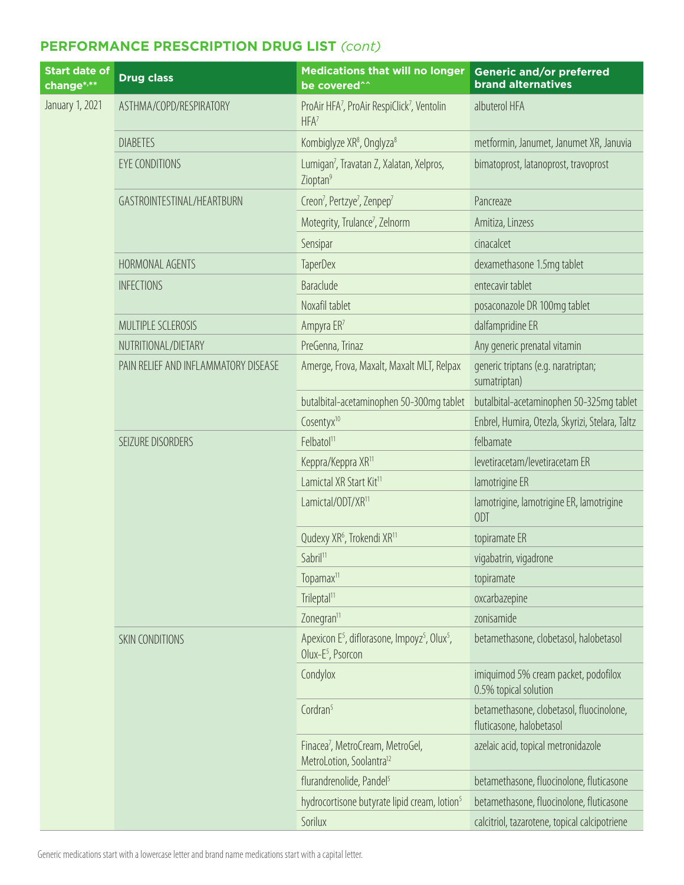## PERFORMANCE PRESCRIPTION DRUG LIST *(cont)*

| Start date of change*,** | Drug class | Medications that will no longer be covered^^ | Generic and/or preferred brand alternatives |
| --- | --- | --- | --- |
| January 1, 2021 | ASTHMA/COPD/RESPIRATORY | ProAir HFA[7], ProAir RespiClick[7], Ventolin HFA[7] | albuterol HFA |
| | DIABETES | Kombiglyze XR[8], Onglyza[8] | metformin, Janumet, Janumet XR, Januvia |
| | EYE CONDITIONS | Lumigan[7], Travatan Z, Xalatan, Xelpros, Zioptan[9] | bimatoprost, latanoprost, travoprost |
| | GASTROINTESTINAL/HEARTBURN | Creon[7], Pertzye[7], Zenpep[7] | Pancreaze |
| | | Motegrity, Trulance[7], Zelnorm | Amitiza, Linzess |
| | | Sensipar | cinacalcet |
| | HORMONAL AGENTS | TaperDex | dexamethasone 1.5mg tablet |
| | INFECTIONS | Baraclude | entecavir tablet |
| | | Noxafil tablet | posaconazole DR 100mg tablet |
| | MULTIPLE SCLEROSIS | Ampyra ER[7] | dalfampridine ER |
| | NUTRITIONAL/DIETARY | PreGenna, Trinaz | Any generic prenatal vitamin |
| | PAIN RELIEF AND INFLAMMATORY DISEASE | Amerge, Frova, Maxalt, Maxalt MLT, Relpax | generic triptans (e.g. naratriptan; sumatriptan) |
| | | butalbital-acetaminophen 50-300mg tablet | butalbital-acetaminophen 50-325mg tablet |
| | | Cosentyx[10] | Enbrel, Humira, Otezla, Skyrizi, Stelara, Taltz |
| | SEIZURE DISORDERS | Felbatol[11] | felbamate |
| | | Keppra/Keppra XR[11] | levetiracetam/levetiracetam ER |
| | | Lamictal XR Start Kit[11] | lamotrigine ER |
| | | Lamictal/ODT/XR[11] | lamotrigine, lamotrigine ER, lamotrigine ODT |
| | | Qudexy XR[6], Trokendi XR[11] | topiramate ER |
| | | Sabril[11] | vigabatrin, vigadrone |
| | | Topamax[11] | topiramate |
| | | Trileptal[11] | oxcarbazepine |
| | | Zonegran[11] | zonisamide |
| | SKIN CONDITIONS | Apexicon E[5], diflorasone, Impoyz[5], Olux[5], Olux-E[5], Psorcon | betamethasone, clobetasol, halobetasol |
| | | Condylox | imiquimod 5% cream packet, podofilox 0.5% topical solution |
| | | Cordran[5] | betamethasone, clobetasol, fluocinolone, fluticasone, halobetasol |
| | | Finacea[7], MetroCream, MetroGel, MetroLotion, Soolantra[12] | azelaic acid, topical metronidazole |
| | | flurandrenolide, Pandel[5] | betamethasone, fluocinolone, fluticasone |
| | | hydrocortisone butyrate lipid cream, lotion[5] | betamethasone, fluocinolone, fluticasone |
| | | Sorilux | calcitriol, tazarotene, topical calcipotriene |

Generic medications start with a lowercase letter and brand name medications start with a capital letter.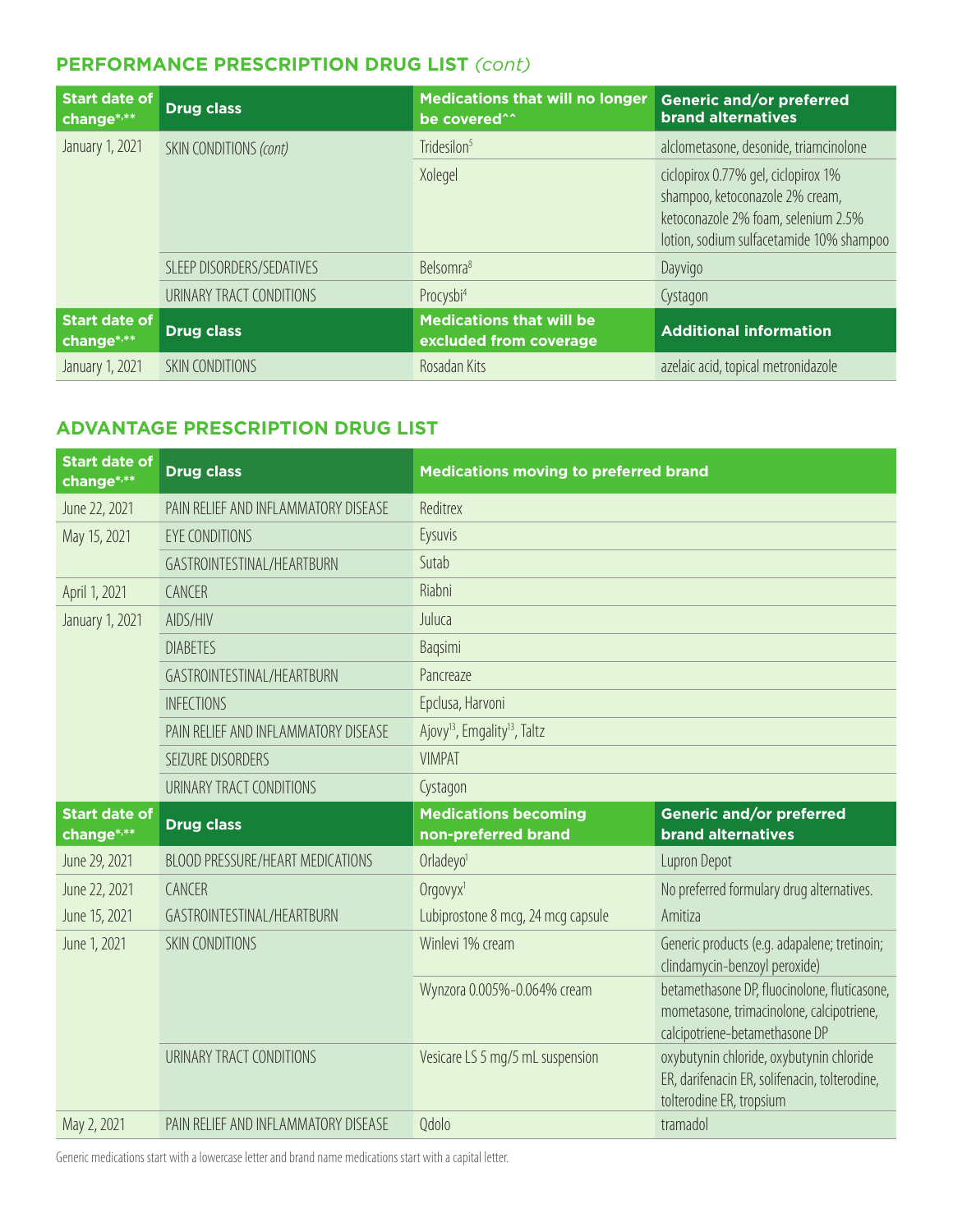## PERFORMANCE PRESCRIPTION DRUG LIST *(cont)*

| Start date of change*,** | Drug class | Medications that will no longer be covered^^ | Generic and/or preferred brand alternatives |
|---|---|---|---|
| January 1, 2021 | SKIN CONDITIONS *(cont)* | Tridesilon[5] | alclometasone, desonide, triamcinolone |
| | | Xolegel | ciclopirox 0.77% gel, ciclopirox 1% shampoo, ketoconazole 2% cream, ketoconazole 2% foam, selenium 2.5% lotion, sodium sulfacetamide 10% shampoo |
| | SLEEP DISORDERS/SEDATIVES | Belsomra[8] | Dayvigo |
| | URINARY TRACT CONDITIONS | Procysbi[4] | Cystagon |
| **Start date of change*,\*\*** | **Drug class** | **Medications that will be excluded from coverage** | **Additional information** |
| January 1, 2021 | SKIN CONDITIONS | Rosadan Kits | azelaic acid, topical metronidazole |

## ADVANTAGE PRESCRIPTION DRUG LIST

| Start date of change*,** | Drug class | Medications moving to preferred brand | |
|---|---|---|---|
| June 22, 2021 | PAIN RELIEF AND INFLAMMATORY DISEASE | Reditrex | |
| May 15, 2021 | EYE CONDITIONS | Eysuvis | |
| | GASTROINTESTINAL/HEARTBURN | Sutab | |
| April 1, 2021 | CANCER | Riabni | |
| January 1, 2021 | AIDS/HIV | Juluca | |
| | DIABETES | Baqsimi | |
| | GASTROINTESTINAL/HEARTBURN | Pancreaze | |
| | INFECTIONS | Epclusa, Harvoni | |
| | PAIN RELIEF AND INFLAMMATORY DISEASE | Ajovy[13], Emgality[13], Taltz | |
| | SEIZURE DISORDERS | VIMPAT | |
| | URINARY TRACT CONDITIONS | Cystagon | |
| **Start date of change*,\*\*** | **Drug class** | **Medications becoming non-preferred brand** | **Generic and/or preferred brand alternatives** |
| June 29, 2021 | BLOOD PRESSURE/HEART MEDICATIONS | Orladeyo[1] | Lupron Depot |
| June 22, 2021 | CANCER | Orgovyx[1] | No preferred formulary drug alternatives. |
| June 15, 2021 | GASTROINTESTINAL/HEARTBURN | Lubiprostone 8 mcg, 24 mcg capsule | Amitiza |
| June 1, 2021 | SKIN CONDITIONS | Winlevi 1% cream | Generic products (e.g. adapalene; tretinoin; clindamycin-benzoyl peroxide) |
| | | Wynzora 0.005%-0.064% cream | betamethasone DP, fluocinolone, fluticasone, mometasone, trimacinolone, calcipotriene, calcipotriene-betamethasone DP |
| | URINARY TRACT CONDITIONS | Vesicare LS 5 mg/5 mL suspension | oxybutynin chloride, oxybutynin chloride ER, darifenacin ER, solifenacin, tolterodine, tolterodine ER, tropsium |
| May 2, 2021 | PAIN RELIEF AND INFLAMMATORY DISEASE | Qdolo | tramadol |

Generic medications start with a lowercase letter and brand name medications start with a capital letter.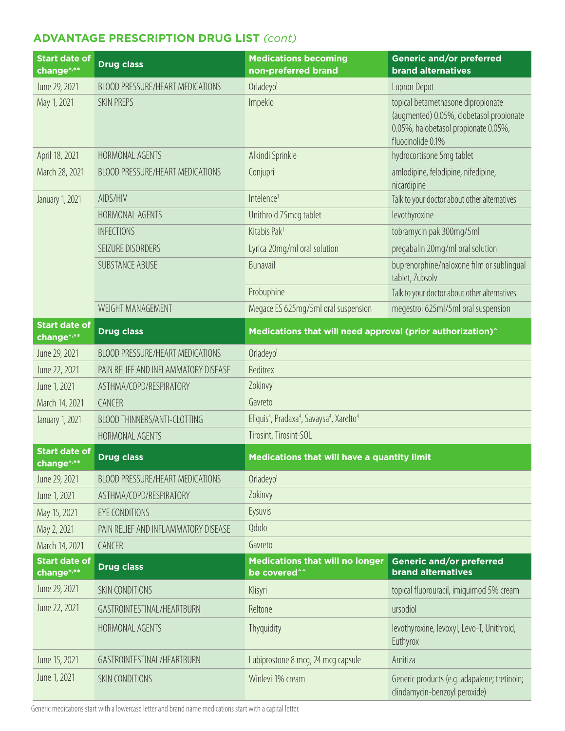## ADVANTAGE PRESCRIPTION DRUG LIST *(cont)*

| Start date of change*,** | Drug class | Medications becoming non-preferred brand | Generic and/or preferred brand alternatives |
|---|---|---|---|
| June 29, 2021 | BLOOD PRESSURE/HEART MEDICATIONS | Orladeyo[1] | Lupron Depot |
| May 1, 2021 | SKIN PREPS | Impeklo | topical betamethasone dipropionate (augmented) 0.05%, clobetasol propionate 0.05%, halobetasol propionate 0.05%, fluocinolide 0.1% |
| April 18, 2021 | HORMONAL AGENTS | Alkindi Sprinkle | hydrocortisone 5mg tablet |
| March 28, 2021 | BLOOD PRESSURE/HEART MEDICATIONS | Conjupri | amlodipine, felodipine, nifedipine, nicardipine |
| January 1, 2021 | AIDS/HIV | Intelence[1] | Talk to your doctor about other alternatives |
| | HORMONAL AGENTS | Unithroid 75mcg tablet | levothyroxine |
| | INFECTIONS | Kitabis Pak[1] | tobramycin pak 300mg/5ml |
| | SEIZURE DISORDERS | Lyrica 20mg/ml oral solution | pregabalin 20mg/ml oral solution |
| | SUBSTANCE ABUSE | Bunavail | buprenorphine/naloxone film or sublingual tablet, Zubsolv |
| | | Probuphine | Talk to your doctor about other alternatives |
| | WEIGHT MANAGEMENT | Megace ES 625mg/5ml oral suspension | megestrol 625ml/5ml oral suspension |

| Start date of change*,** | Drug class | Medications that will need approval (prior authorization)^ |
|---|---|---|
| June 29, 2021 | BLOOD PRESSURE/HEART MEDICATIONS | Orladeyo[1] |
| June 22, 2021 | PAIN RELIEF AND INFLAMMATORY DISEASE | Reditrex |
| June 1, 2021 | ASTHMA/COPD/RESPIRATORY | Zokinvy |
| March 14, 2021 | CANCER | Gavreto |
| January 1, 2021 | BLOOD THINNERS/ANTI-CLOTTING | Eliquis[4], Pradaxa[4], Savaysa[4], Xarelto[4] |
| | HORMONAL AGENTS | Tirosint, Tirosint-SOL |

| Start date of change*,** | Drug class | Medications that will have a quantity limit |
|---|---|---|
| June 29, 2021 | BLOOD PRESSURE/HEART MEDICATIONS | Orladeyo[1] |
| June 1, 2021 | ASTHMA/COPD/RESPIRATORY | Zokinvy |
| May 15, 2021 | EYE CONDITIONS | Eysuvis |
| May 2, 2021 | PAIN RELIEF AND INFLAMMATORY DISEASE | Qdolo |
| March 14, 2021 | CANCER | Gavreto |

| Start date of change*,** | Drug class | Medications that will no longer be covered^^ | Generic and/or preferred brand alternatives |
|---|---|---|---|
| June 29, 2021 | SKIN CONDITIONS | Klisyri | topical fluorouracil, imiquimod 5% cream |
| June 22, 2021 | GASTROINTESTINAL/HEARTBURN | Reltone | ursodiol |
| | HORMONAL AGENTS | Thyquidity | levothyroxine, levoxyl, Levo-T, Unithroid, Euthyrox |
| June 15, 2021 | GASTROINTESTINAL/HEARTBURN | Lubiprostone 8 mcg, 24 mcg capsule | Amitiza |
| June 1, 2021 | SKIN CONDITIONS | Winlevi 1% cream | Generic products (e.g. adapalene; tretinoin; clindamycin-benzoyl peroxide) |

Generic medications start with a lowercase letter and brand name medications start with a capital letter.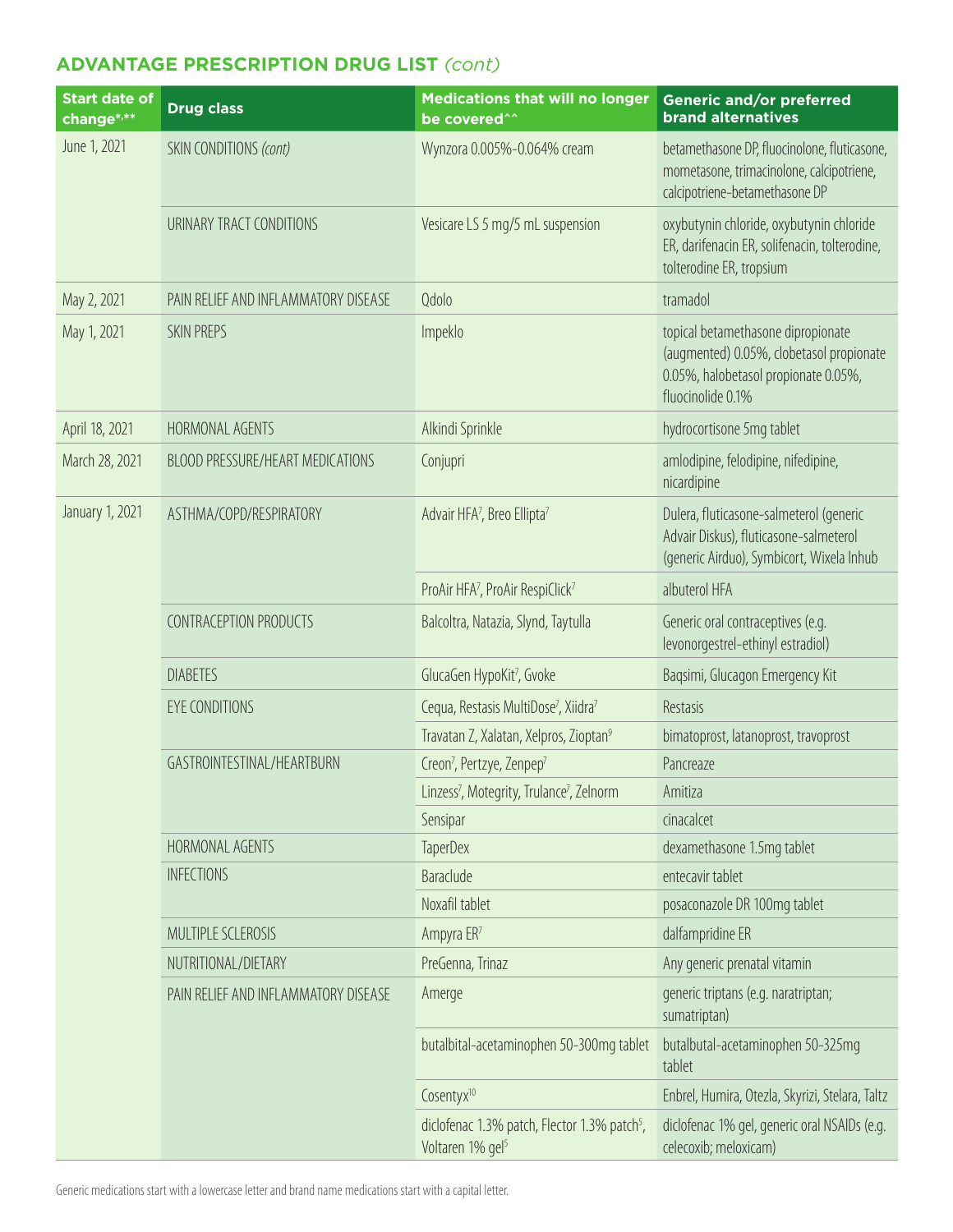## **ADVANTAGE PRESCRIPTION DRUG LIST** *(cont)*

| Start date of change*,** | Drug class | Medications that will no longer be covered^^ | Generic and/or preferred brand alternatives |
|---|---|---|---|
| June 1, 2021 | SKIN CONDITIONS *(cont)* | Wynzora 0.005%-0.064% cream | betamethasone DP, fluocinolone, fluticasone, mometasone, trimacinolone, calcipotriene, calcipotriene-betamethasone DP |
| | URINARY TRACT CONDITIONS | Vesicare LS 5 mg/5 mL suspension | oxybutynin chloride, oxybutynin chloride ER, darifenacin ER, solifenacin, tolterodine, tolterodine ER, tropsium |
| May 2, 2021 | PAIN RELIEF AND INFLAMMATORY DISEASE | Qdolo | tramadol |
| May 1, 2021 | SKIN PREPS | Impeklo | topical betamethasone dipropionate (augmented) 0.05%, clobetasol propionate 0.05%, halobetasol propionate 0.05%, fluocinolide 0.1% |
| April 18, 2021 | HORMONAL AGENTS | Alkindi Sprinkle | hydrocortisone 5mg tablet |
| March 28, 2021 | BLOOD PRESSURE/HEART MEDICATIONS | Conjupri | amlodipine, felodipine, nifedipine, nicardipine |
| January 1, 2021 | ASTHMA/COPD/RESPIRATORY | Advair HFA[7], Breo Ellipta[7] | Dulera, fluticasone-salmeterol (generic Advair Diskus), fluticasone-salmeterol (generic Airduo), Symbicort, Wixela Inhub |
| | | ProAir HFA[7], ProAir RespiClick[7] | albuterol HFA |
| | CONTRACEPTION PRODUCTS | Balcoltra, Natazia, Slynd, Taytulla | Generic oral contraceptives (e.g. levonorgestrel-ethinyl estradiol) |
| | DIABETES | GlucaGen HypoKit[7], Gvoke | Baqsimi, Glucagon Emergency Kit |
| | EYE CONDITIONS | Cequa, Restasis MultiDose[7], Xiidra[7] | Restasis |
| | | Travatan Z, Xalatan, Xelpros, Zioptan[9] | bimatoprost, latanoprost, travoprost |
| | GASTROINTESTINAL/HEARTBURN | Creon[7], Pertzye, Zenpep[7] | Pancreaze |
| | | Linzess[7], Motegrity, Trulance[7], Zelnorm | Amitiza |
| | | Sensipar | cinacalcet |
| | HORMONAL AGENTS | TaperDex | dexamethasone 1.5mg tablet |
| | INFECTIONS | Baraclude | entecavir tablet |
| | | Noxafil tablet | posaconazole DR 100mg tablet |
| | MULTIPLE SCLEROSIS | Ampyra ER[7] | dalfampridine ER |
| | NUTRITIONAL/DIETARY | PreGenna, Trinaz | Any generic prenatal vitamin |
| | PAIN RELIEF AND INFLAMMATORY DISEASE | Amerge | generic triptans (e.g. naratriptan; sumatriptan) |
| | | butalbital-acetaminophen 50-300mg tablet | butalbutal-acetaminophen 50-325mg tablet |
| | | Cosentyx[10] | Enbrel, Humira, Otezla, Skyrizi, Stelara, Taltz |
| | | diclofenac 1.3% patch, Flector 1.3% patch[5], Voltaren 1% gel[5] | diclofenac 1% gel, generic oral NSAIDs (e.g. celecoxib; meloxicam) |

Generic medications start with a lowercase letter and brand name medications start with a capital letter.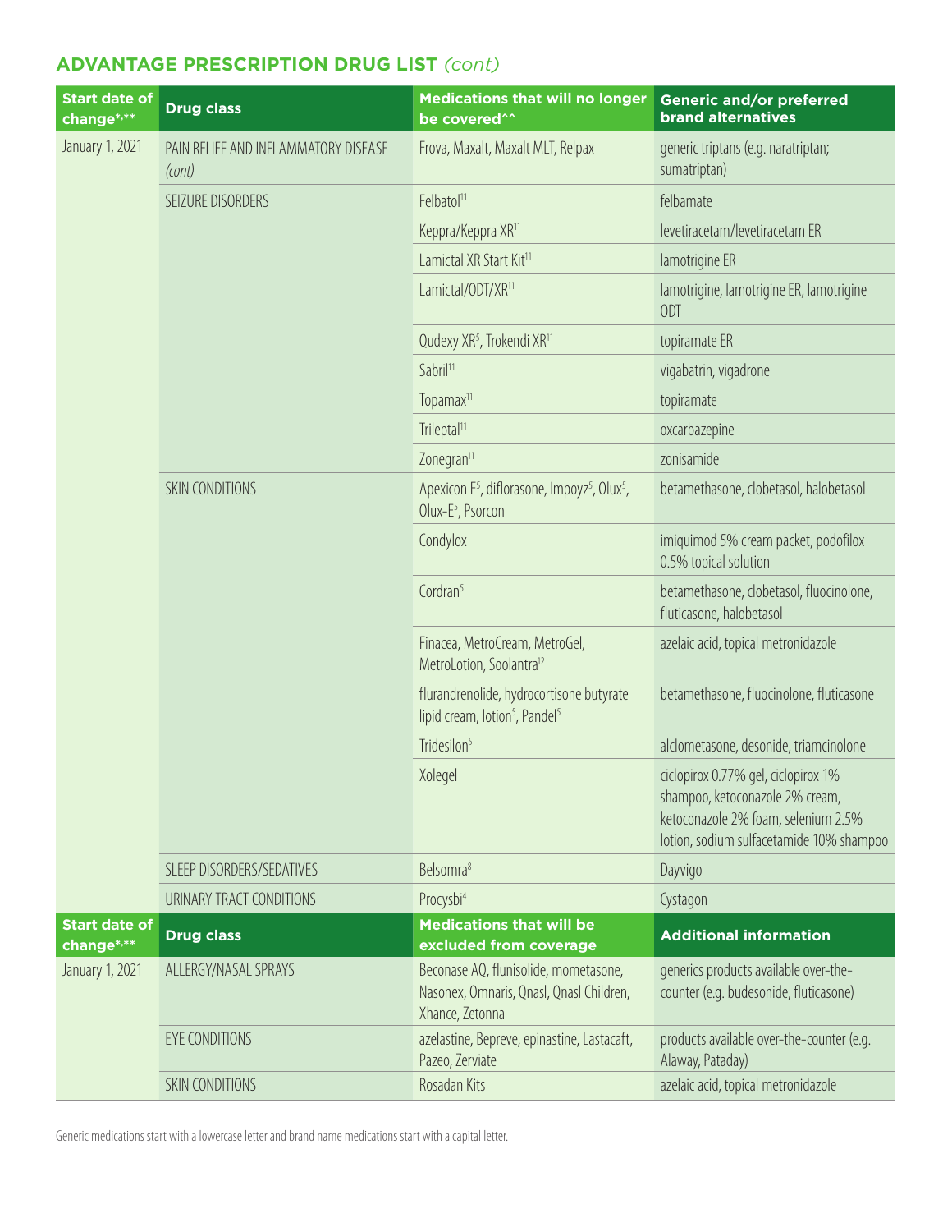## ADVANTAGE PRESCRIPTION DRUG LIST *(cont)*

| Start date of change*,** | Drug class | Medications that will no longer be covered^^ | Generic and/or preferred brand alternatives |
|---|---|---|---|
| January 1, 2021 | PAIN RELIEF AND INFLAMMATORY DISEASE *(cont)* | Frova, Maxalt, Maxalt MLT, Relpax | generic triptans (e.g. naratriptan; sumatriptan) |
| | SEIZURE DISORDERS | Felbatol[11] | felbamate |
| | | Keppra/Keppra XR[11] | levetiracetam/levetiracetam ER |
| | | Lamictal XR Start Kit[11] | lamotrigine ER |
| | | Lamictal/ODT/XR[11] | lamotrigine, lamotrigine ER, lamotrigine ODT |
| | | Qudexy XR[5], Trokendi XR[11] | topiramate ER |
| | | Sabril[11] | vigabatrin, vigadrone |
| | | Topamax[11] | topiramate |
| | | Trileptal[11] | oxcarbazepine |
| | | Zonegran[11] | zonisamide |
| | SKIN CONDITIONS | Apexicon E[5], diflorasone, Impoyz[5], Olux[5], Olux-E[5], Psorcon | betamethasone, clobetasol, halobetasol |
| | | Condylox | imiquimod 5% cream packet, podofilox 0.5% topical solution |
| | | Cordran[5] | betamethasone, clobetasol, fluocinolone, fluticasone, halobetasol |
| | | Finacea, MetroCream, MetroGel, MetroLotion, Soolantra[12] | azelaic acid, topical metronidazole |
| | | flurandrenolide, hydrocortisone butyrate lipid cream, lotion[5], Pandel[5] | betamethasone, fluocinolone, fluticasone |
| | | Tridesilon[5] | alclometasone, desonide, triamcinolone |
| | | Xolegel | ciclopirox 0.77% gel, ciclopirox 1% shampoo, ketoconazole 2% cream, ketoconazole 2% foam, selenium 2.5% lotion, sodium sulfacetamide 10% shampoo |
| | SLEEP DISORDERS/SEDATIVES | Belsomra[8] | Dayvigo |
| | URINARY TRACT CONDITIONS | Procysbi[4] | Cystagon |

| Start date of change*,** | Drug class | Medications that will be excluded from coverage | Additional information |
|---|---|---|---|
| January 1, 2021 | ALLERGY/NASAL SPRAYS | Beconase AQ, flunisolide, mometasone, Nasonex, Omnaris, Qnasl, Qnasl Children, Xhance, Zetonna | generics products available over-the-counter (e.g. budesonide, fluticasone) |
| | EYE CONDITIONS | azelastine, Bepreve, epinastine, Lastacaft, Pazeo, Zerviate | products available over-the-counter (e.g. Alaway, Pataday) |
| | SKIN CONDITIONS | Rosadan Kits | azelaic acid, topical metronidazole |

Generic medications start with a lowercase letter and brand name medications start with a capital letter.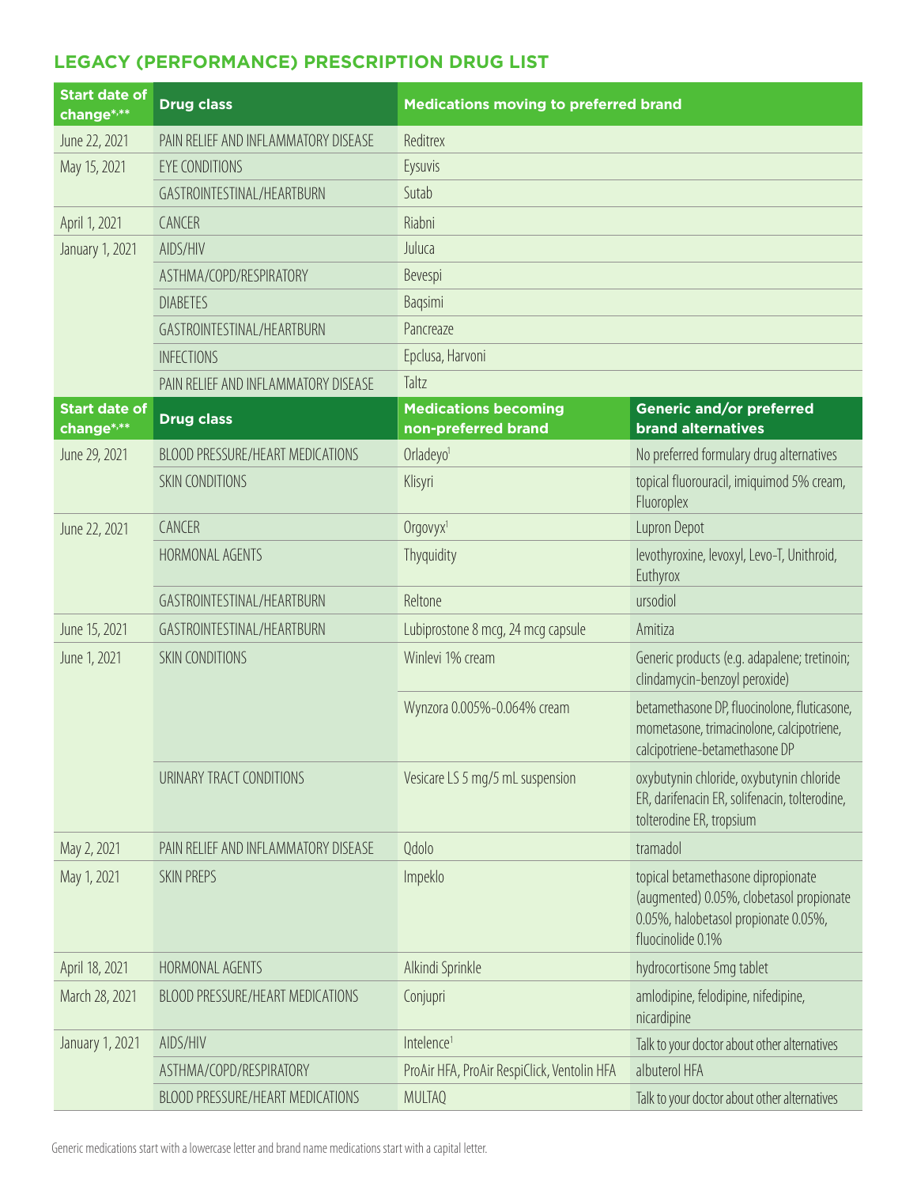## LEGACY (PERFORMANCE) PRESCRIPTION DRUG LIST

| Start date of change*,** | Drug class | Medications moving to preferred brand |
|---|---|---|
| June 22, 2021 | PAIN RELIEF AND INFLAMMATORY DISEASE | Reditrex |
| May 15, 2021 | EYE CONDITIONS | Eysuvis |
| | GASTROINTESTINAL/HEARTBURN | Sutab |
| April 1, 2021 | CANCER | Riabni |
| January 1, 2021 | AIDS/HIV | Juluca |
| | ASTHMA/COPD/RESPIRATORY | Bevespi |
| | DIABETES | Baqsimi |
| | GASTROINTESTINAL/HEARTBURN | Pancreaze |
| | INFECTIONS | Epclusa, Harvoni |
| | PAIN RELIEF AND INFLAMMATORY DISEASE | Taltz |

| Start date of change*,** | Drug class | Medications becoming non-preferred brand | Generic and/or preferred brand alternatives |
|---|---|---|---|
| June 29, 2021 | BLOOD PRESSURE/HEART MEDICATIONS | Orladeyo[1] | No preferred formulary drug alternatives |
| | SKIN CONDITIONS | Klisyri | topical fluorouracil, imiquimod 5% cream, Fluoroplex |
| June 22, 2021 | CANCER | Orgovyx[1] | Lupron Depot |
| | HORMONAL AGENTS | Thyquidity | levothyroxine, levoxyl, Levo-T, Unithroid, Euthyrox |
| | GASTROINTESTINAL/HEARTBURN | Reltone | ursodiol |
| June 15, 2021 | GASTROINTESTINAL/HEARTBURN | Lubiprostone 8 mcg, 24 mcg capsule | Amitiza |
| June 1, 2021 | SKIN CONDITIONS | Winlevi 1% cream | Generic products (e.g. adapalene; tretinoin; clindamycin-benzoyl peroxide) |
| | | Wynzora 0.005%-0.064% cream | betamethasone DP, fluocinolone, fluticasone, mometasone, trimacinolone, calcipotriene, calcipotriene-betamethasone DP |
| | URINARY TRACT CONDITIONS | Vesicare LS 5 mg/5 mL suspension | oxybutynin chloride, oxybutynin chloride ER, darifenacin ER, solifenacin, tolterodine, tolterodine ER, tropsium |
| May 2, 2021 | PAIN RELIEF AND INFLAMMATORY DISEASE | Qdolo | tramadol |
| May 1, 2021 | SKIN PREPS | Impeklo | topical betamethasone dipropionate (augmented) 0.05%, clobetasol propionate 0.05%, halobetasol propionate 0.05%, fluocinolide 0.1% |
| April 18, 2021 | HORMONAL AGENTS | Alkindi Sprinkle | hydrocortisone 5mg tablet |
| March 28, 2021 | BLOOD PRESSURE/HEART MEDICATIONS | Conjupri | amlodipine, felodipine, nifedipine, nicardipine |
| January 1, 2021 | AIDS/HIV | Intelence[1] | Talk to your doctor about other alternatives |
| | ASTHMA/COPD/RESPIRATORY | ProAir HFA, ProAir RespiClick, Ventolin HFA | albuterol HFA |
| | BLOOD PRESSURE/HEART MEDICATIONS | MULTAQ | Talk to your doctor about other alternatives |

Generic medications start with a lowercase letter and brand name medications start with a capital letter.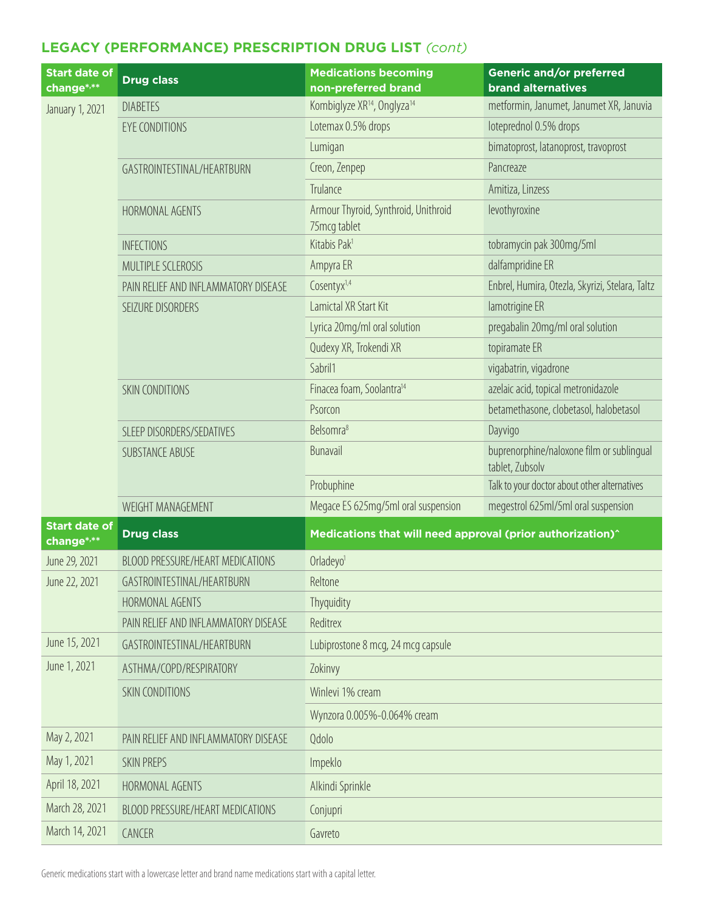## LEGACY (PERFORMANCE) PRESCRIPTION DRUG LIST *(cont)*

| Start date of change*,** | Drug class | Medications becoming non-preferred brand | Generic and/or preferred brand alternatives |
|---|---|---|---|
| January 1, 2021 | DIABETES | Kombiglyze XR[14], Onglyza[14] | metformin, Janumet, Janumet XR, Januvia |
| | EYE CONDITIONS | Lotemax 0.5% drops | loteprednol 0.5% drops |
| | | Lumigan | bimatoprost, latanoprost, travoprost |
| | GASTROINTESTINAL/HEARTBURN | Creon, Zenpep | Pancreaze |
| | | Trulance | Amitiza, Linzess |
| | HORMONAL AGENTS | Armour Thyroid, Synthroid, Unithroid 75mcg tablet | levothyroxine |
| | INFECTIONS | Kitabis Pak[1] | tobramycin pak 300mg/5ml |
| | MULTIPLE SCLEROSIS | Ampyra ER | dalfampridine ER |
| | PAIN RELIEF AND INFLAMMATORY DISEASE | Cosentyx[1,4] | Enbrel, Humira, Otezla, Skyrizi, Stelara, Taltz |
| | SEIZURE DISORDERS | Lamictal XR Start Kit | lamotrigine ER |
| | | Lyrica 20mg/ml oral solution | pregabalin 20mg/ml oral solution |
| | | Qudexy XR, Trokendi XR | topiramate ER |
| | | Sabril1 | vigabatrin, vigadrone |
| | SKIN CONDITIONS | Finacea foam, Soolantra[14] | azelaic acid, topical metronidazole |
| | | Psorcon | betamethasone, clobetasol, halobetasol |
| | SLEEP DISORDERS/SEDATIVES | Belsomra[8] | Dayvigo |
| | SUBSTANCE ABUSE | Bunavail | buprenorphine/naloxone film or sublingual tablet, Zubsolv |
| | | Probuphine | Talk to your doctor about other alternatives |
| | WEIGHT MANAGEMENT | Megace ES 625mg/5ml oral suspension | megestrol 625ml/5ml oral suspension |

| Start date of change*,** | Drug class | Medications that will need approval (prior authorization)^ |
|---|---|---|
| June 29, 2021 | BLOOD PRESSURE/HEART MEDICATIONS | Orladeyo[1] |
| June 22, 2021 | GASTROINTESTINAL/HEARTBURN | Reltone |
| | HORMONAL AGENTS | Thyquidity |
| | PAIN RELIEF AND INFLAMMATORY DISEASE | Reditrex |
| June 15, 2021 | GASTROINTESTINAL/HEARTBURN | Lubiprostone 8 mcg, 24 mcg capsule |
| June 1, 2021 | ASTHMA/COPD/RESPIRATORY | Zokinvy |
| | SKIN CONDITIONS | Winlevi 1% cream |
| | | Wynzora 0.005%-0.064% cream |
| May 2, 2021 | PAIN RELIEF AND INFLAMMATORY DISEASE | Qdolo |
| May 1, 2021 | SKIN PREPS | Impeklo |
| April 18, 2021 | HORMONAL AGENTS | Alkindi Sprinkle |
| March 28, 2021 | BLOOD PRESSURE/HEART MEDICATIONS | Conjupri |
| March 14, 2021 | CANCER | Gavreto |

Generic medications start with a lowercase letter and brand name medications start with a capital letter.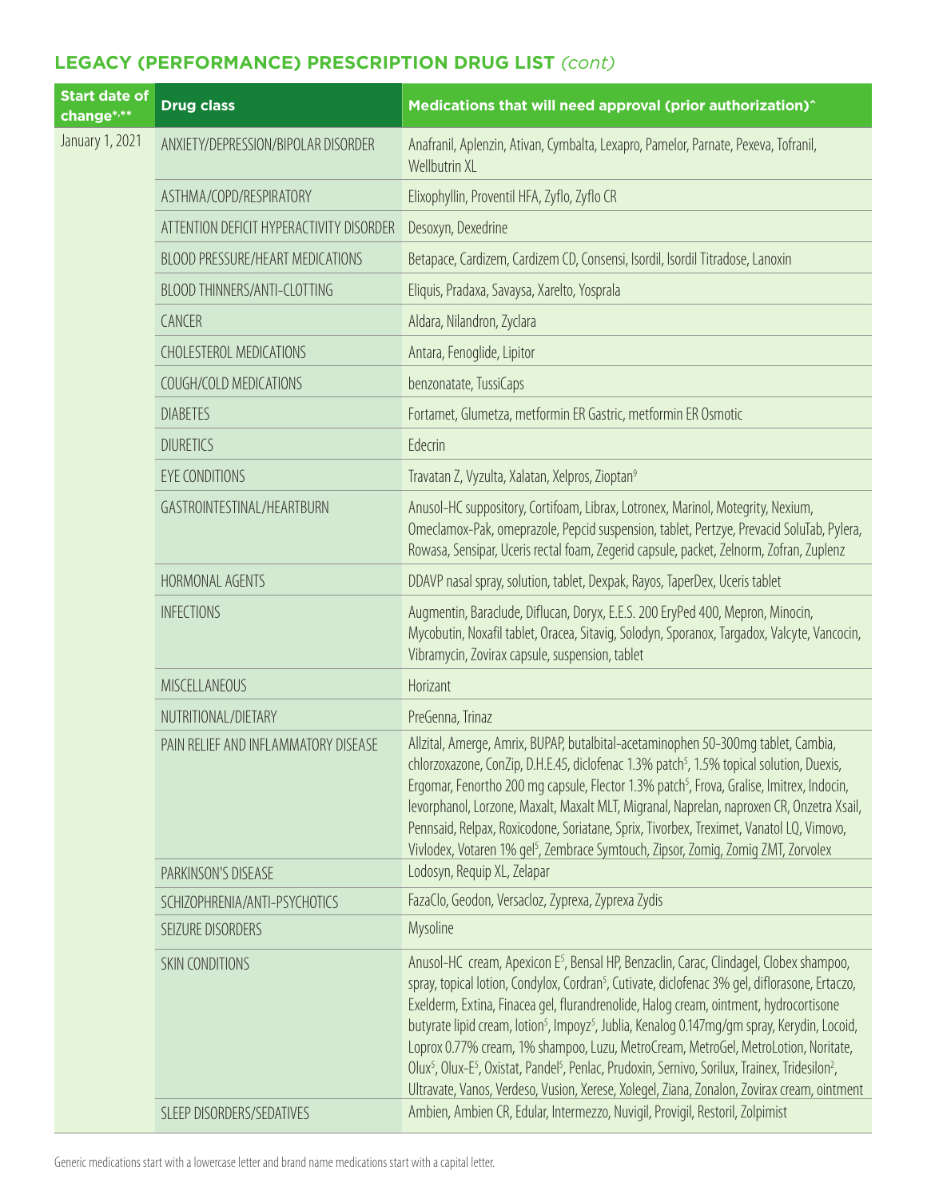## LEGACY (PERFORMANCE) PRESCRIPTION DRUG LIST *(cont)*

| Start date of change*,** | Drug class | Medications that will need approval (prior authorization)^ |
|---|---|---|
| January 1, 2021 | ANXIETY/DEPRESSION/BIPOLAR DISORDER | Anafranil, Aplenzin, Ativan, Cymbalta, Lexapro, Pamelor, Parnate, Pexeva, Tofranil, Wellbutrin XL |
| | ASTHMA/COPD/RESPIRATORY | Elixophyllin, Proventil HFA, Zyflo, Zyflo CR |
| | ATTENTION DEFICIT HYPERACTIVITY DISORDER | Desoxyn, Dexedrine |
| | BLOOD PRESSURE/HEART MEDICATIONS | Betapace, Cardizem, Cardizem CD, Consensi, Isordil, Isordil Titradose, Lanoxin |
| | BLOOD THINNERS/ANTI-CLOTTING | Eliquis, Pradaxa, Savaysa, Xarelto, Yosprala |
| | CANCER | Aldara, Nilandron, Zyclara |
| | CHOLESTEROL MEDICATIONS | Antara, Fenoglide, Lipitor |
| | COUGH/COLD MEDICATIONS | benzonatate, TussiCaps |
| | DIABETES | Fortamet, Glumetza, metformin ER Gastric, metformin ER Osmotic |
| | DIURETICS | Edecrin |
| | EYE CONDITIONS | Travatan Z, Vyzulta, Xalatan, Xelpros, Zioptan[9] |
| | GASTROINTESTINAL/HEARTBURN | Anusol-HC suppository, Cortifoam, Librax, Lotronex, Marinol, Motegrity, Nexium, Omeclamox-Pak, omeprazole, Pepcid suspension, tablet, Pertzye, Prevacid SoluTab, Pylera, Rowasa, Sensipar, Uceris rectal foam, Zegerid capsule, packet, Zelnorm, Zofran, Zuplenz |
| | HORMONAL AGENTS | DDAVP nasal spray, solution, tablet, Dexpak, Rayos, TaperDex, Uceris tablet |
| | INFECTIONS | Augmentin, Baraclude, Diflucan, Doryx, E.E.S. 200 EryPed 400, Mepron, Minocin, Mycobutin, Noxafil tablet, Oracea, Sitavig, Solodyn, Sporanox, Targadox, Valcyte, Vancocin, Vibramycin, Zovirax capsule, suspension, tablet |
| | MISCELLANEOUS | Horizant |
| | NUTRITIONAL/DIETARY | PreGenna, Trinaz |
| | PAIN RELIEF AND INFLAMMATORY DISEASE | Allzital, Amerge, Amrix, BUPAP, butalbital-acetaminophen 50-300mg tablet, Cambia, chlorzoxazone, ConZip, D.H.E.45, diclofenac 1.3% patch[5], 1.5% topical solution, Duexis, Ergomar, Fenortho 200 mg capsule, Flector 1.3% patch[5], Frova, Gralise, Imitrex, Indocin, levorphanol, Lorzone, Maxalt, Maxalt MLT, Migranal, Naprelan, naproxen CR, Onzetra Xsail, Pennsaid, Relpax, Roxicodone, Soriatane, Sprix, Tivorbex, Treximet, Vanatol LQ, Vimovo, Vivlodex, Votaren 1% gel[5], Zembrace Symtouch, Zipsor, Zomig, Zomig ZMT, Zorvolex |
| | PARKINSON'S DISEASE | Lodosyn, Requip XL, Zelapar |
| | SCHIZOPHRENIA/ANTI-PSYCHOTICS | FazaClo, Geodon, Versacloz, Zyprexa, Zyprexa Zydis |
| | SEIZURE DISORDERS | Mysoline |
| | SKIN CONDITIONS | Anusol-HC cream, Apexicon E[5], Bensal HP, Benzaclin, Carac, Clindagel, Clobex shampoo, spray, topical lotion, Condylox, Cordran[5], Cutivate, diclofenac 3% gel, diflorasone, Ertaczo, Exelderm, Extina, Finacea gel, flurandrenolide, Halog cream, ointment, hydrocortisone butyrate lipid cream, lotion[5], Impoyz[5], Jublia, Kenalog 0.147mg/gm spray, Kerydin, Locoid, Loprox 0.77% cream, 1% shampoo, Luzu, MetroCream, MetroGel, MetroLotion, Noritate, Olux[5], Olux-E[5], Oxistat, Pandel[5], Penlac, Prudoxin, Sernivo, Sorilux, Trainex, Tridesilon[2], Ultravate, Vanos, Verdeso, Vusion, Xerese, Xolegel, Ziana, Zonalon, Zovirax cream, ointment |
| | SLEEP DISORDERS/SEDATIVES | Ambien, Ambien CR, Edular, Intermezzo, Nuvigil, Provigil, Restoril, Zolpimist |

Generic medications start with a lowercase letter and brand name medications start with a capital letter.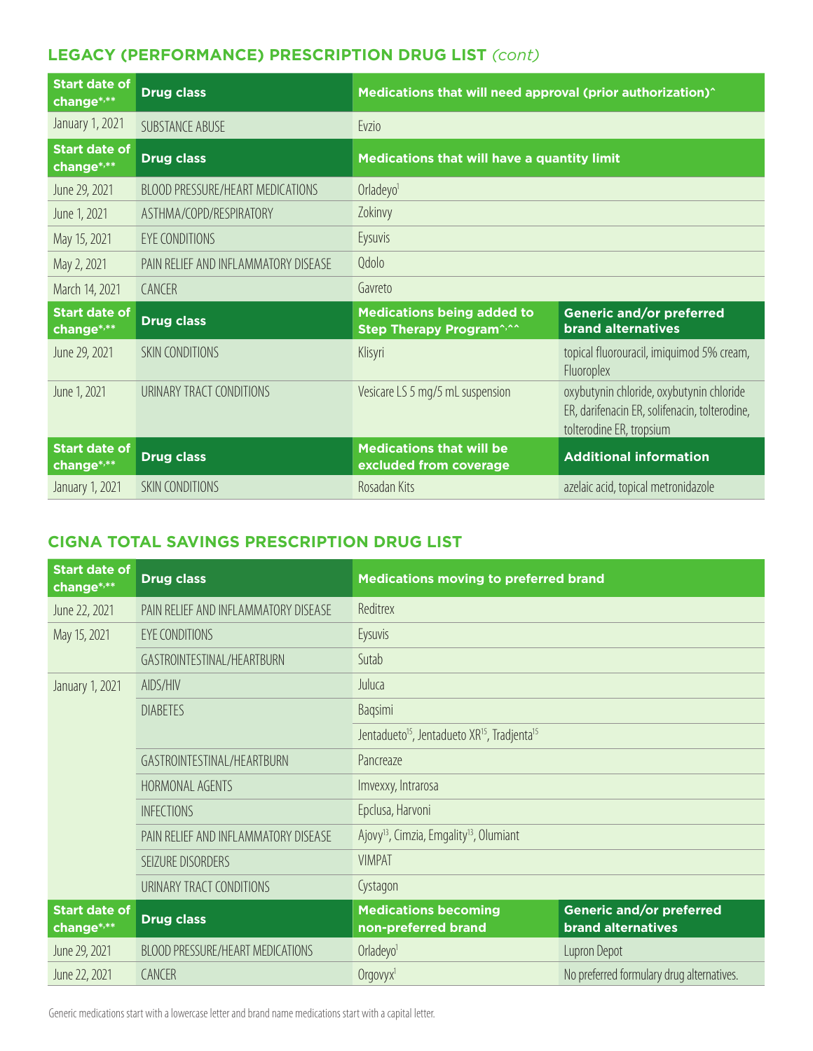## LEGACY (PERFORMANCE) PRESCRIPTION DRUG LIST *(cont)*

| Start date of change*,** | Drug class | Medications that will need approval (prior authorization)^ | |
|---|---|---|---|
| January 1, 2021 | SUBSTANCE ABUSE | Evzio | |
| **Start date of change*,**** | **Drug class** | **Medications that will have a quantity limit** | |
| June 29, 2021 | BLOOD PRESSURE/HEART MEDICATIONS | Orladeyo[1] | |
| June 1, 2021 | ASTHMA/COPD/RESPIRATORY | Zokinvy | |
| May 15, 2021 | EYE CONDITIONS | Eysuvis | |
| May 2, 2021 | PAIN RELIEF AND INFLAMMATORY DISEASE | Qdolo | |
| March 14, 2021 | CANCER | Gavreto | |
| **Start date of change*,**** | **Drug class** | **Medications being added to Step Therapy Program^,^^** | **Generic and/or preferred brand alternatives** |
| June 29, 2021 | SKIN CONDITIONS | Klisyri | topical fluorouracil, imiquimod 5% cream, Fluoroplex |
| June 1, 2021 | URINARY TRACT CONDITIONS | Vesicare LS 5 mg/5 mL suspension | oxybutynin chloride, oxybutynin chloride ER, darifenacin ER, solifenacin, tolterodine, tolterodine ER, tropsium |
| **Start date of change*,**** | **Drug class** | **Medications that will be excluded from coverage** | **Additional information** |
| January 1, 2021 | SKIN CONDITIONS | Rosadan Kits | azelaic acid, topical metronidazole |

## CIGNA TOTAL SAVINGS PRESCRIPTION DRUG LIST

| Start date of change*,** | Drug class | Medications moving to preferred brand | |
|---|---|---|---|
| June 22, 2021 | PAIN RELIEF AND INFLAMMATORY DISEASE | Reditrex | |
| May 15, 2021 | EYE CONDITIONS | Eysuvis | |
| | GASTROINTESTINAL/HEARTBURN | Sutab | |
| January 1, 2021 | AIDS/HIV | Juluca | |
| | DIABETES | Baqsimi | |
| | | Jentadueto[15], Jentadueto XR[15], Tradjenta[15] | |
| | GASTROINTESTINAL/HEARTBURN | Pancreaze | |
| | HORMONAL AGENTS | Imvexxy, Intrarosa | |
| | INFECTIONS | Epclusa, Harvoni | |
| | PAIN RELIEF AND INFLAMMATORY DISEASE | Ajovy[13], Cimzia, Emgality[13], Olumiant | |
| | SEIZURE DISORDERS | VIMPAT | |
| | URINARY TRACT CONDITIONS | Cystagon | |
| **Start date of change*,**** | **Drug class** | **Medications becoming non-preferred brand** | **Generic and/or preferred brand alternatives** |
| June 29, 2021 | BLOOD PRESSURE/HEART MEDICATIONS | Orladeyo[1] | Lupron Depot |
| June 22, 2021 | CANCER | Orgovyx[1] | No preferred formulary drug alternatives. |

Generic medications start with a lowercase letter and brand name medications start with a capital letter.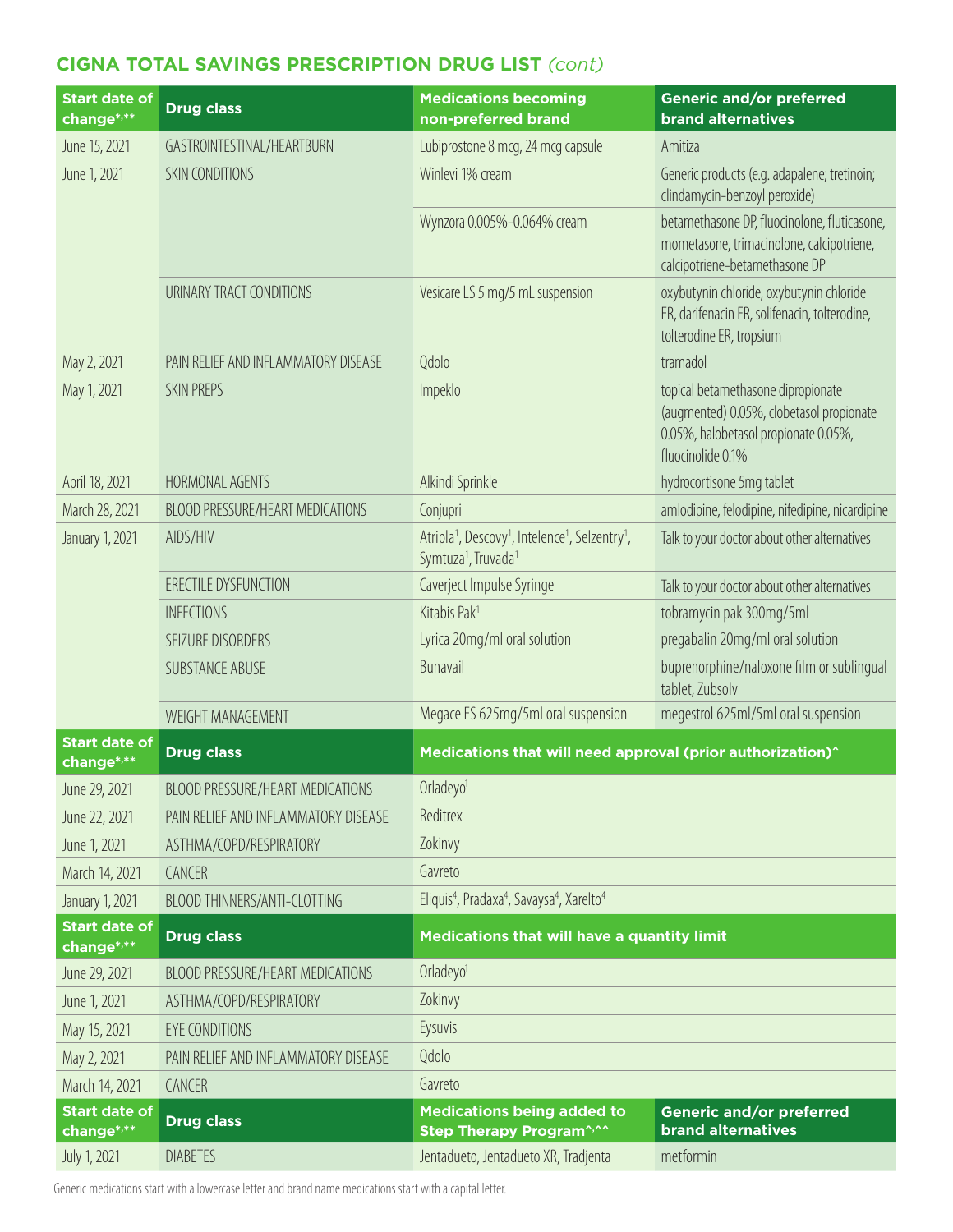## CIGNA TOTAL SAVINGS PRESCRIPTION DRUG LIST *(cont)*

| Start date of change*,** | Drug class | Medications becoming non-preferred brand | Generic and/or preferred brand alternatives |
|---|---|---|---|
| June 15, 2021 | GASTROINTESTINAL/HEARTBURN | Lubiprostone 8 mcg, 24 mcg capsule | Amitiza |
| June 1, 2021 | SKIN CONDITIONS | Winlevi 1% cream | Generic products (e.g. adapalene; tretinoin; clindamycin-benzoyl peroxide) |
| | | Wynzora 0.005%-0.064% cream | betamethasone DP, fluocinolone, fluticasone, mometasone, trimacinolone, calcipotriene, calcipotriene-betamethasone DP |
| | URINARY TRACT CONDITIONS | Vesicare LS 5 mg/5 mL suspension | oxybutynin chloride, oxybutynin chloride ER, darifenacin ER, solifenacin, tolterodine, tolterodine ER, tropsium |
| May 2, 2021 | PAIN RELIEF AND INFLAMMATORY DISEASE | Qdolo | tramadol |
| May 1, 2021 | SKIN PREPS | Impeklo | topical betamethasone dipropionate (augmented) 0.05%, clobetasol propionate 0.05%, halobetasol propionate 0.05%, fluocinolide 0.1% |
| April 18, 2021 | HORMONAL AGENTS | Alkindi Sprinkle | hydrocortisone 5mg tablet |
| March 28, 2021 | BLOOD PRESSURE/HEART MEDICATIONS | Conjupri | amlodipine, felodipine, nifedipine, nicardipine |
| January 1, 2021 | AIDS/HIV | Atripla[1], Descovy[1], Intelence[1], Selzentry[1], Symtuza[1], Truvada[1] | Talk to your doctor about other alternatives |
| | ERECTILE DYSFUNCTION | Caverject Impulse Syringe | Talk to your doctor about other alternatives |
| | INFECTIONS | Kitabis Pak[1] | tobramycin pak 300mg/5ml |
| | SEIZURE DISORDERS | Lyrica 20mg/ml oral solution | pregabalin 20mg/ml oral solution |
| | SUBSTANCE ABUSE | Bunavail | buprenorphine/naloxone film or sublingual tablet, Zubsolv |
| | WEIGHT MANAGEMENT | Megace ES 625mg/5ml oral suspension | megestrol 625ml/5ml oral suspension |

| Start date of change*,** | Drug class | Medications that will need approval (prior authorization)^ |
|---|---|---|
| June 29, 2021 | BLOOD PRESSURE/HEART MEDICATIONS | Orladeyo[1] |
| June 22, 2021 | PAIN RELIEF AND INFLAMMATORY DISEASE | Reditrex |
| June 1, 2021 | ASTHMA/COPD/RESPIRATORY | Zokinvy |
| March 14, 2021 | CANCER | Gavreto |
| January 1, 2021 | BLOOD THINNERS/ANTI-CLOTTING | Eliquis[4], Pradaxa[4], Savaysa[4], Xarelto[4] |

| Start date of change*,** | Drug class | Medications that will have a quantity limit |
|---|---|---|
| June 29, 2021 | BLOOD PRESSURE/HEART MEDICATIONS | Orladeyo[1] |
| June 1, 2021 | ASTHMA/COPD/RESPIRATORY | Zokinvy |
| May 15, 2021 | EYE CONDITIONS | Eysuvis |
| May 2, 2021 | PAIN RELIEF AND INFLAMMATORY DISEASE | Qdolo |
| March 14, 2021 | CANCER | Gavreto |

| Start date of change*,** | Drug class | Medications being added to Step Therapy Program^,^^ | Generic and/or preferred brand alternatives |
|---|---|---|---|
| July 1, 2021 | DIABETES | Jentadueto, Jentadueto XR, Tradjenta | metformin |

Generic medications start with a lowercase letter and brand name medications start with a capital letter.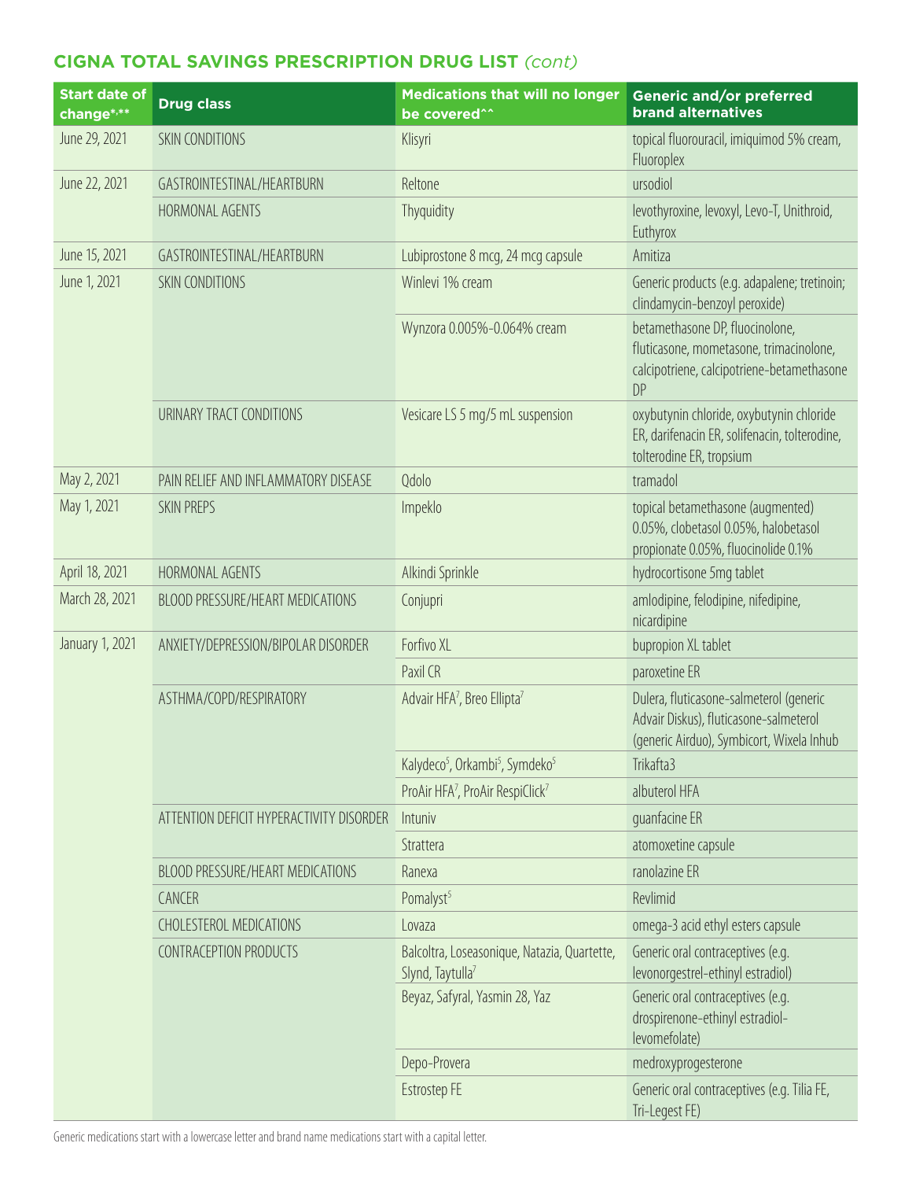## CIGNA TOTAL SAVINGS PRESCRIPTION DRUG LIST *(cont)*

| Start date of change*,** | Drug class | Medications that will no longer be covered^^ | Generic and/or preferred brand alternatives |
|---|---|---|---|
| June 29, 2021 | SKIN CONDITIONS | Klisyri | topical fluorouracil, imiquimod 5% cream, Fluoroplex |
| June 22, 2021 | GASTROINTESTINAL/HEARTBURN | Reltone | ursodiol |
| | HORMONAL AGENTS | Thyquidity | levothyroxine, levoxyl, Levo-T, Unithroid, Euthyrox |
| June 15, 2021 | GASTROINTESTINAL/HEARTBURN | Lubiprostone 8 mcg, 24 mcg capsule | Amitiza |
| June 1, 2021 | SKIN CONDITIONS | Winlevi 1% cream | Generic products (e.g. adapalene; tretinoin; clindamycin-benzoyl peroxide) |
| | | Wynzora 0.005%-0.064% cream | betamethasone DP, fluocinolone, fluticasone, mometasone, trimacinolone, calcipotriene, calcipotriene-betamethasone DP |
| | URINARY TRACT CONDITIONS | Vesicare LS 5 mg/5 mL suspension | oxybutynin chloride, oxybutynin chloride ER, darifenacin ER, solifenacin, tolterodine, tolterodine ER, tropsium |
| May 2, 2021 | PAIN RELIEF AND INFLAMMATORY DISEASE | Qdolo | tramadol |
| May 1, 2021 | SKIN PREPS | Impeklo | topical betamethasone (augmented) 0.05%, clobetasol 0.05%, halobetasol propionate 0.05%, fluocinolide 0.1% |
| April 18, 2021 | HORMONAL AGENTS | Alkindi Sprinkle | hydrocortisone 5mg tablet |
| March 28, 2021 | BLOOD PRESSURE/HEART MEDICATIONS | Conjupri | amlodipine, felodipine, nifedipine, nicardipine |
| January 1, 2021 | ANXIETY/DEPRESSION/BIPOLAR DISORDER | Forfivo XL | bupropion XL tablet |
| | | Paxil CR | paroxetine ER |
| | ASTHMA/COPD/RESPIRATORY | Advair HFA[7], Breo Ellipta[7] | Dulera, fluticasone-salmeterol (generic Advair Diskus), fluticasone-salmeterol (generic Airduo), Symbicort, Wixela Inhub |
| | | Kalydeco[5], Orkambi[5], Symdeko[5] | Trikafta3 |
| | | ProAir HFA[7], ProAir RespiClick[7] | albuterol HFA |
| | ATTENTION DEFICIT HYPERACTIVITY DISORDER | Intuniv | guanfacine ER |
| | | Strattera | atomoxetine capsule |
| | BLOOD PRESSURE/HEART MEDICATIONS | Ranexa | ranolazine ER |
| | CANCER | Pomalyst[5] | Revlimid |
| | CHOLESTEROL MEDICATIONS | Lovaza | omega-3 acid ethyl esters capsule |
| | CONTRACEPTION PRODUCTS | Balcoltra, Loseasonique, Natazia, Quartette, Slynd, Taytulla[7] | Generic oral contraceptives (e.g. levonorgestrel-ethinyl estradiol) |
| | | Beyaz, Safyral, Yasmin 28, Yaz | Generic oral contraceptives (e.g. drospirenone-ethinyl estradiol-levomefolate) |
| | | Depo-Provera | medroxyprogesterone |
| | | Estrostep FE | Generic oral contraceptives (e.g. Tilia FE, Tri-Legest FE) |

Generic medications start with a lowercase letter and brand name medications start with a capital letter.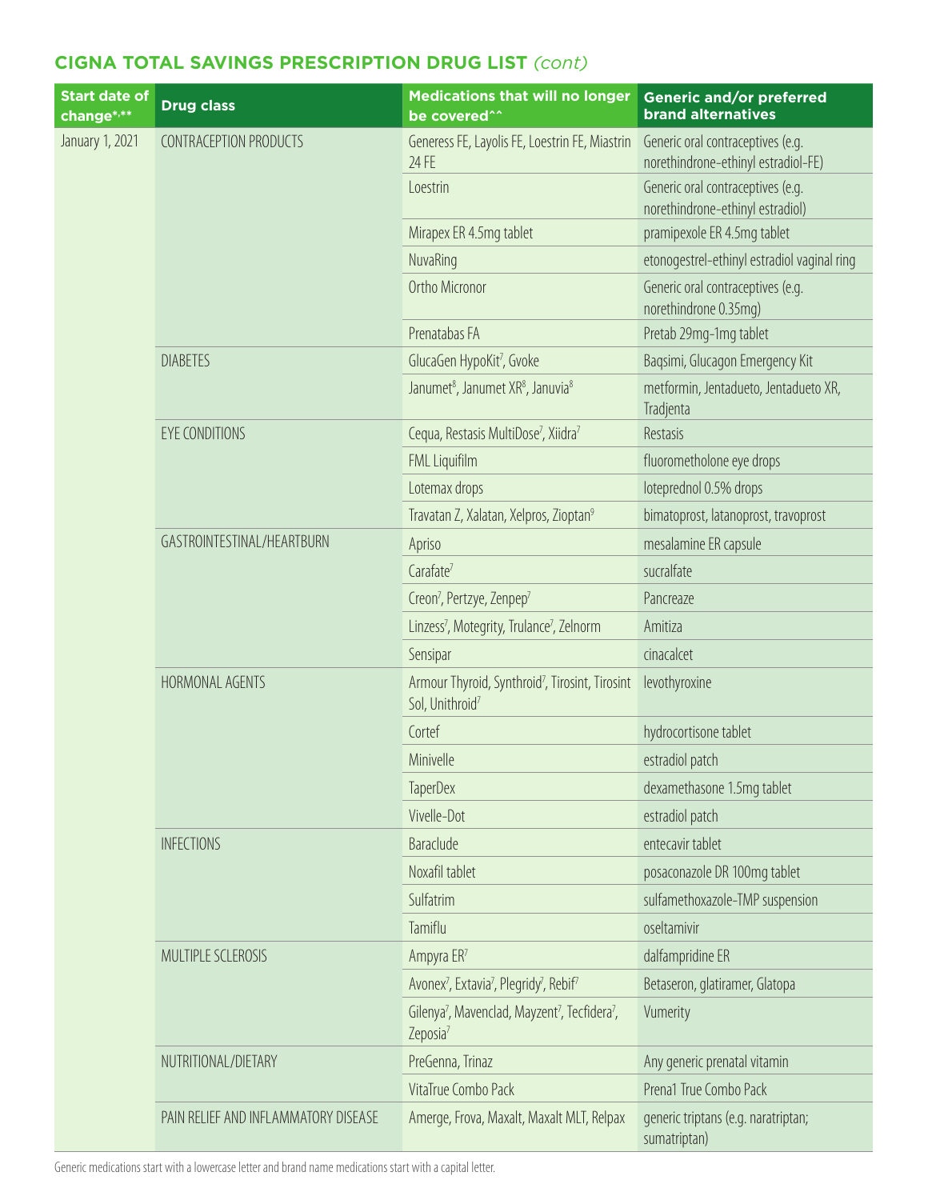## CIGNA TOTAL SAVINGS PRESCRIPTION DRUG LIST *(cont)*

| Start date of change*,** | Drug class | Medications that will no longer be covered^^ | Generic and/or preferred brand alternatives |
|---|---|---|---|
| January 1, 2021 | CONTRACEPTION PRODUCTS | Generess FE, Layolis FE, Loestrin FE, Miastrin 24 FE | Generic oral contraceptives (e.g. norethindrone-ethinyl estradiol-FE) |
| | | Loestrin | Generic oral contraceptives (e.g. norethindrone-ethinyl estradiol) |
| | | Mirapex ER 4.5mg tablet | pramipexole ER 4.5mg tablet |
| | | NuvaRing | etonogestrel-ethinyl estradiol vaginal ring |
| | | Ortho Micronor | Generic oral contraceptives (e.g. norethindrone 0.35mg) |
| | | Prenatabas FA | Pretab 29mg-1mg tablet |
| | DIABETES | GlucaGen HypoKit[7], Gvoke | Baqsimi, Glucagon Emergency Kit |
| | | Janumet[8], Janumet XR[8], Januvia[8] | metformin, Jentadueto, Jentadueto XR, Tradjenta |
| | EYE CONDITIONS | Cequa, Restasis MultiDose[7], Xiidra[7] | Restasis |
| | | FML Liquifilm | fluorometholone eye drops |
| | | Lotemax drops | loteprednol 0.5% drops |
| | | Travatan Z, Xalatan, Xelpros, Zioptan[9] | bimatoprost, latanoprost, travoprost |
| | GASTROINTESTINAL/HEARTBURN | Apriso | mesalamine ER capsule |
| | | Carafate[7] | sucralfate |
| | | Creon[7], Pertzye, Zenpep[7] | Pancreaze |
| | | Linzess[7], Motegrity, Trulance[7], Zelnorm | Amitiza |
| | | Sensipar | cinacalcet |
| | HORMONAL AGENTS | Armour Thyroid, Synthroid[7], Tirosint, Tirosint Sol, Unithroid[7] | levothyroxine |
| | | Cortef | hydrocortisone tablet |
| | | Minivelle | estradiol patch |
| | | TaperDex | dexamethasone 1.5mg tablet |
| | | Vivelle-Dot | estradiol patch |
| | INFECTIONS | Baraclude | entecavir tablet |
| | | Noxafil tablet | posaconazole DR 100mg tablet |
| | | Sulfatrim | sulfamethoxazole-TMP suspension |
| | | Tamiflu | oseltamivir |
| | MULTIPLE SCLEROSIS | Ampyra ER[7] | dalfampridine ER |
| | | Avonex[7], Extavia[7], Plegridy[7], Rebif[7] | Betaseron, glatiramer, Glatopa |
| | | Gilenya[7], Mavenclad, Mayzent[7], Tecfidera[7], Zeposia[7] | Vumerity |
| | NUTRITIONAL/DIETARY | PreGenna, Trinaz | Any generic prenatal vitamin |
| | | VitaTrue Combo Pack | Prena1 True Combo Pack |
| | PAIN RELIEF AND INFLAMMATORY DISEASE | Amerge, Frova, Maxalt, Maxalt MLT, Relpax | generic triptans (e.g. naratriptan; sumatriptan) |

Generic medications start with a lowercase letter and brand name medications start with a capital letter.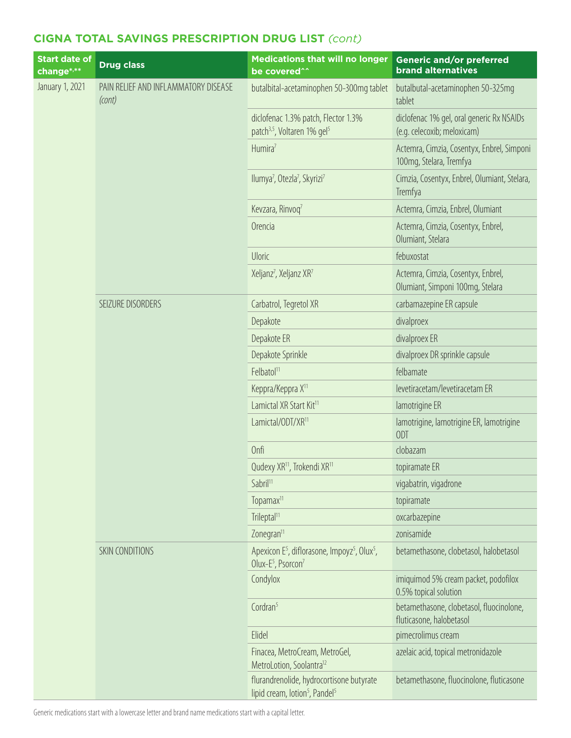## CIGNA TOTAL SAVINGS PRESCRIPTION DRUG LIST *(cont)*

| Start date of change*,** | Drug class | Medications that will no longer be covered^^ | Generic and/or preferred brand alternatives |
|---|---|---|---|
| January 1, 2021 | PAIN RELIEF AND INFLAMMATORY DISEASE *(cont)* | butalbital-acetaminophen 50-300mg tablet | butalbutal-acetaminophen 50-325mg tablet |
| | | diclofenac 1.3% patch, Flector 1.3% patch[3,5], Voltaren 1% gel[5] | diclofenac 1% gel, oral generic Rx NSAIDs (e.g. celecoxib; meloxicam) |
| | | Humira[7] | Actemra, Cimzia, Cosentyx, Enbrel, Simponi 100mg, Stelara, Tremfya |
| | | Ilumya[7], Otezla[7], Skyrizi[7] | Cimzia, Cosentyx, Enbrel, Olumiant, Stelara, Tremfya |
| | | Kevzara, Rinvoq[7] | Actemra, Cimzia, Enbrel, Olumiant |
| | | Orencia | Actemra, Cimzia, Cosentyx, Enbrel, Olumiant, Stelara |
| | | Uloric | febuxostat |
| | | Xeljanz[7], Xeljanz XR[7] | Actemra, Cimzia, Cosentyx, Enbrel, Olumiant, Simponi 100mg, Stelara |
| | SEIZURE DISORDERS | Carbatrol, Tegretol XR | carbamazepine ER capsule |
| | | Depakote | divalproex |
| | | Depakote ER | divalproex ER |
| | | Depakote Sprinkle | divalproex DR sprinkle capsule |
| | | Felbatol[11] | felbamate |
| | | Keppra/Keppra X[11] | levetiracetam/levetiracetam ER |
| | | Lamictal XR Start Kit[11] | lamotrigine ER |
| | | Lamictal/ODT/XR[11] | lamotrigine, lamotrigine ER, lamotrigine ODT |
| | | Onfi | clobazam |
| | | Qudexy XR[11], Trokendi XR[11] | topiramate ER |
| | | Sabril[11] | vigabatrin, vigadrone |
| | | Topamax[11] | topiramate |
| | | Trileptal[11] | oxcarbazepine |
| | | Zonegran[11] | zonisamide |
| | SKIN CONDITIONS | Apexicon E[5], diflorasone, Impoyz[5], Olux[5], Olux-E[5], Psorcon[7] | betamethasone, clobetasol, halobetasol |
| | | Condylox | imiquimod 5% cream packet, podofilox 0.5% topical solution |
| | | Cordran[5] | betamethasone, clobetasol, fluocinolone, fluticasone, halobetasol |
| | | Elidel | pimecrolimus cream |
| | | Finacea, MetroCream, MetroGel, MetroLotion, Soolantra[12] | azelaic acid, topical metronidazole |
| | | flurandrenolide, hydrocortisone butyrate lipid cream, lotion[5], Pandel[5] | betamethasone, fluocinolone, fluticasone |

Generic medications start with a lowercase letter and brand name medications start with a capital letter.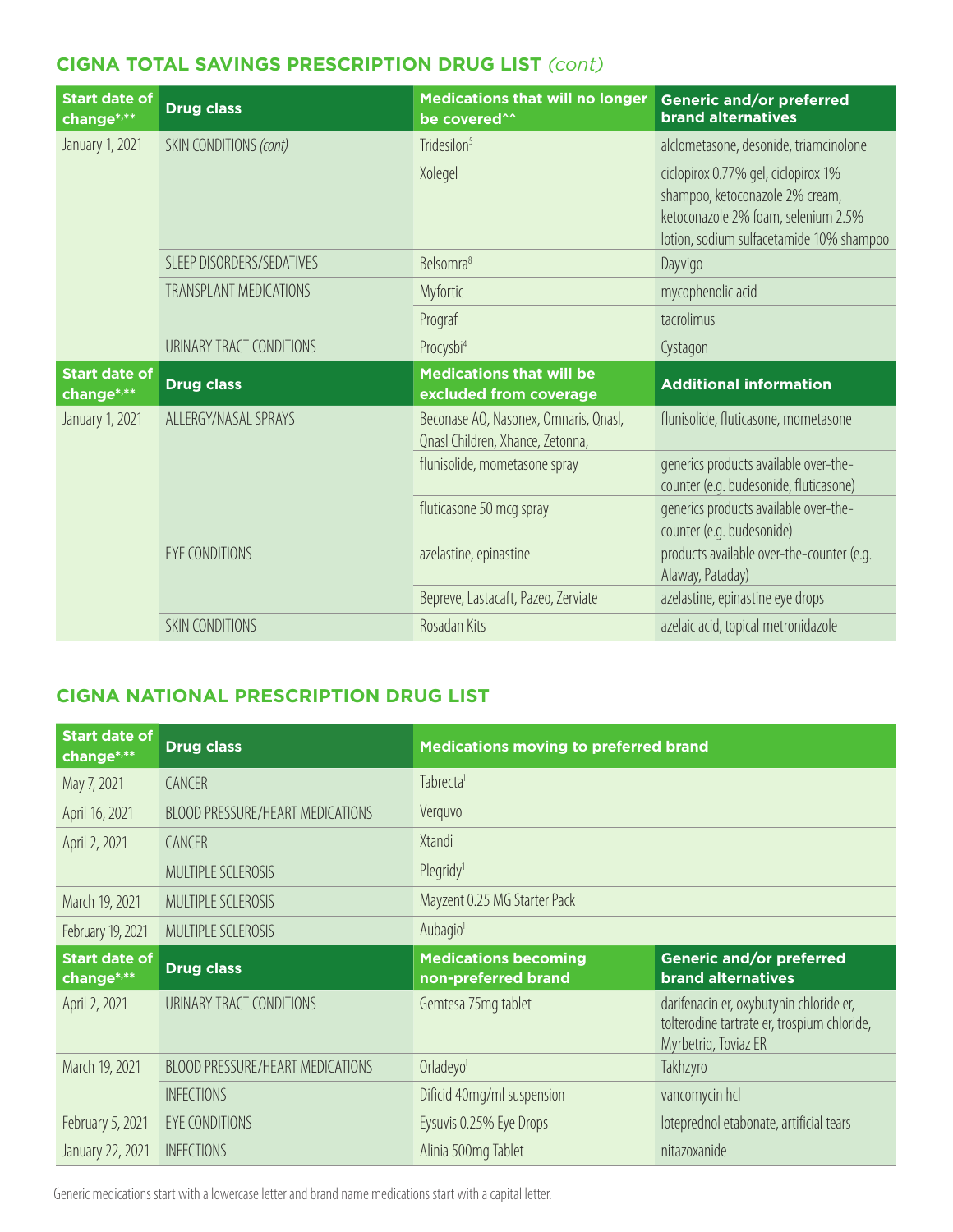## CIGNA TOTAL SAVINGS PRESCRIPTION DRUG LIST *(cont)*

| Start date of change*,** | Drug class | Medications that will no longer be covered^^ | Generic and/or preferred brand alternatives |
|---|---|---|---|
| January 1, 2021 | SKIN CONDITIONS *(cont)* | Tridesilon[5] | alclometasone, desonide, triamcinolone |
| | | Xolegel | ciclopirox 0.77% gel, ciclopirox 1% shampoo, ketoconazole 2% cream, ketoconazole 2% foam, selenium 2.5% lotion, sodium sulfacetamide 10% shampoo |
| | SLEEP DISORDERS/SEDATIVES | Belsomra[8] | Dayvigo |
| | TRANSPLANT MEDICATIONS | Myfortic | mycophenolic acid |
| | | Prograf | tacrolimus |
| | URINARY TRACT CONDITIONS | Procysbi[4] | Cystagon |
| **Start date of change*,\*\*** | **Drug class** | **Medications that will be excluded from coverage** | **Additional information** |
| January 1, 2021 | ALLERGY/NASAL SPRAYS | Beconase AQ, Nasonex, Omnaris, Qnasl, Qnasl Children, Xhance, Zetonna, | flunisolide, fluticasone, mometasone |
| | | flunisolide, mometasone spray | generics products available over-the-counter (e.g. budesonide, fluticasone) |
| | | fluticasone 50 mcg spray | generics products available over-the-counter (e.g. budesonide) |
| | EYE CONDITIONS | azelastine, epinastine | products available over-the-counter (e.g. Alaway, Pataday) |
| | | Bepreve, Lastacaft, Pazeo, Zerviate | azelastine, epinastine eye drops |
| | SKIN CONDITIONS | Rosadan Kits | azelaic acid, topical metronidazole |

## CIGNA NATIONAL PRESCRIPTION DRUG LIST

| Start date of change*,** | Drug class | Medications moving to preferred brand | |
|---|---|---|---|
| May 7, 2021 | CANCER | Tabrecta[1] | |
| April 16, 2021 | BLOOD PRESSURE/HEART MEDICATIONS | Verquvo | |
| April 2, 2021 | CANCER | Xtandi | |
| | MULTIPLE SCLEROSIS | Plegridy[1] | |
| March 19, 2021 | MULTIPLE SCLEROSIS | Mayzent 0.25 MG Starter Pack | |
| February 19, 2021 | MULTIPLE SCLEROSIS | Aubagio[1] | |
| **Start date of change*,\*\*** | **Drug class** | **Medications becoming non-preferred brand** | **Generic and/or preferred brand alternatives** |
| April 2, 2021 | URINARY TRACT CONDITIONS | Gemtesa 75mg tablet | darifenacin er, oxybutynin chloride er, tolterodine tartrate er, trospium chloride, Myrbetriq, Toviaz ER |
| March 19, 2021 | BLOOD PRESSURE/HEART MEDICATIONS | Orladeyo[1] | Takhzyro |
| | INFECTIONS | Dificid 40mg/ml suspension | vancomycin hcl |
| February 5, 2021 | EYE CONDITIONS | Eysuvis 0.25% Eye Drops | loteprednol etabonate, artificial tears |
| January 22, 2021 | INFECTIONS | Alinia 500mg Tablet | nitazoxanide |

Generic medications start with a lowercase letter and brand name medications start with a capital letter.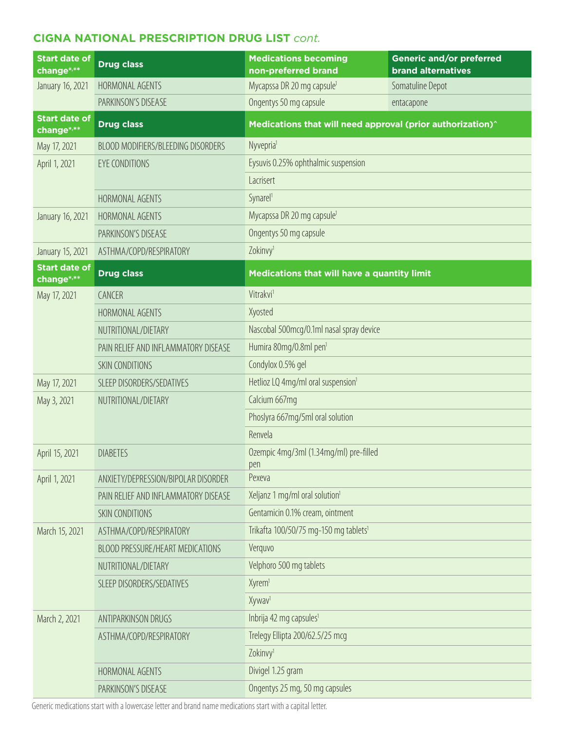## CIGNA NATIONAL PRESCRIPTION DRUG LIST *cont.*

| Start date of change*,** | Drug class | Medications becoming non-preferred brand | Generic and/or preferred brand alternatives |
|---|---|---|---|
| January 16, 2021 | HORMONAL AGENTS | Mycapssa DR 20 mg capsule[1] | Somatuline Depot |
| | PARKINSON'S DISEASE | Ongentys 50 mg capsule | entacapone |

| Start date of change*,** | Drug class | Medications that will need approval (prior authorization)^ |
|---|---|---|
| May 17, 2021 | BLOOD MODIFIERS/BLEEDING DISORDERS | Nyvepria[1] |
| April 1, 2021 | EYE CONDITIONS | Eysuvis 0.25% ophthalmic suspension |
| | | Lacrisert |
| | HORMONAL AGENTS | Synarel[1] |
| January 16, 2021 | HORMONAL AGENTS | Mycapssa DR 20 mg capsule[1] |
| | PARKINSON'S DISEASE | Ongentys 50 mg capsule |
| January 15, 2021 | ASTHMA/COPD/RESPIRATORY | Zokinvy[1] |

| Start date of change*,** | Drug class | Medications that will have a quantity limit |
|---|---|---|
| May 17, 2021 | CANCER | Vitrakvi[1] |
| | HORMONAL AGENTS | Xyosted |
| | NUTRITIONAL/DIETARY | Nascobal 500mcg/0.1ml nasal spray device |
| | PAIN RELIEF AND INFLAMMATORY DISEASE | Humira 80mg/0.8ml pen[1] |
| | SKIN CONDITIONS | Condylox 0.5% gel |
| May 17, 2021 | SLEEP DISORDERS/SEDATIVES | Hetlioz LQ 4mg/ml oral suspension[1] |
| May 3, 2021 | NUTRITIONAL/DIETARY | Calcium 667mg |
| | | Phoslyra 667mg/5ml oral solution |
| | | Renvela |
| April 15, 2021 | DIABETES | Ozempic 4mg/3ml (1.34mg/ml) pre-filled pen |
| April 1, 2021 | ANXIETY/DEPRESSION/BIPOLAR DISORDER | Pexeva |
| | PAIN RELIEF AND INFLAMMATORY DISEASE | Xeljanz 1 mg/ml oral solution[1] |
| | SKIN CONDITIONS | Gentamicin 0.1% cream, ointment |
| March 15, 2021 | ASTHMA/COPD/RESPIRATORY | Trikafta 100/50/75 mg-150 mg tablets[1] |
| | BLOOD PRESSURE/HEART MEDICATIONS | Verquvo |
| | NUTRITIONAL/DIETARY | Velphoro 500 mg tablets |
| | SLEEP DISORDERS/SEDATIVES | Xyrem[1] |
| | | Xywav[1] |
| March 2, 2021 | ANTIPARKINSON DRUGS | Inbrija 42 mg capsules[1] |
| | ASTHMA/COPD/RESPIRATORY | Trelegy Ellipta 200/62.5/25 mcg |
| | | Zokinvy[1] |
| | HORMONAL AGENTS | Divigel 1.25 gram |
| | PARKINSON'S DISEASE | Ongentys 25 mg, 50 mg capsules |

Generic medications start with a lowercase letter and brand name medications start with a capital letter.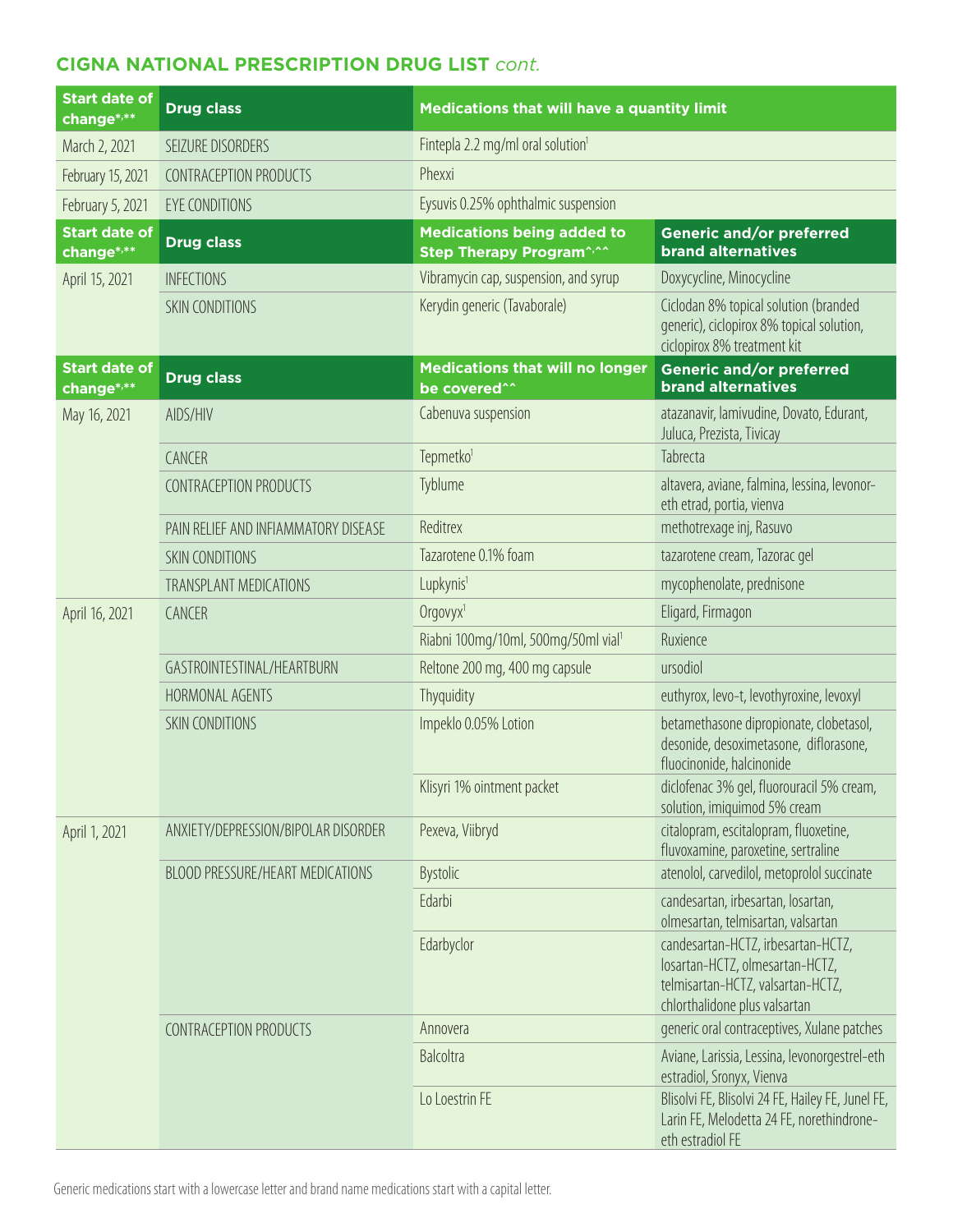## CIGNA NATIONAL PRESCRIPTION DRUG LIST *cont.*

| Start date of change*,** | Drug class | Medications that will have a quantity limit | |
|---|---|---|---|
| March 2, 2021 | SEIZURE DISORDERS | Fintepla 2.2 mg/ml oral solution[1] | |
| February 15, 2021 | CONTRACEPTION PRODUCTS | Phexxi | |
| February 5, 2021 | EYE CONDITIONS | Eysuvis 0.25% ophthalmic suspension | |

| Start date of change*,** | Drug class | Medications being added to Step Therapy Program^,^^ | Generic and/or preferred brand alternatives |
|---|---|---|---|
| April 15, 2021 | INFECTIONS | Vibramycin cap, suspension, and syrup | Doxycycline, Minocycline |
| | SKIN CONDITIONS | Kerydin generic (Tavaborale) | Ciclodan 8% topical solution (branded generic), ciclopirox 8% topical solution, ciclopirox 8% treatment kit |

| Start date of change*,** | Drug class | Medications that will no longer be covered^^ | Generic and/or preferred brand alternatives |
|---|---|---|---|
| May 16, 2021 | AIDS/HIV | Cabenuva suspension | atazanavir, lamivudine, Dovato, Edurant, Juluca, Prezista, Tivicay |
| | CANCER | Tepmetko[1] | Tabrecta |
| | CONTRACEPTION PRODUCTS | Tyblume | altavera, aviane, falmina, lessina, levonor-eth etrad, portia, vienva |
| | PAIN RELIEF AND INFIAMMATORY DISEASE | Reditrex | methotrexage inj, Rasuvo |
| | SKIN CONDITIONS | Tazarotene 0.1% foam | tazarotene cream, Tazorac gel |
| | TRANSPLANT MEDICATIONS | Lupkynis[1] | mycophenolate, prednisone |
| April 16, 2021 | CANCER | Orgovyx[1] | Eligard, Firmagon |
| | | Riabni 100mg/10ml, 500mg/50ml vial[1] | Ruxience |
| | GASTROINTESTINAL/HEARTBURN | Reltone 200 mg, 400 mg capsule | ursodiol |
| | HORMONAL AGENTS | Thyquidity | euthyrox, levo-t, levothyroxine, levoxyl |
| | SKIN CONDITIONS | Impeklo 0.05% Lotion | betamethasone dipropionate, clobetasol, desonide, desoximetasone, diflorasone, fluocinonide, halcinonide |
| | | Klisyri 1% ointment packet | diclofenac 3% gel, fluorouracil 5% cream, solution, imiquimod 5% cream |
| April 1, 2021 | ANXIETY/DEPRESSION/BIPOLAR DISORDER | Pexeva, Viibryd | citalopram, escitalopram, fluoxetine, fluvoxamine, paroxetine, sertraline |
| | BLOOD PRESSURE/HEART MEDICATIONS | Bystolic | atenolol, carvedilol, metoprolol succinate |
| | | Edarbi | candesartan, irbesartan, losartan, olmesartan, telmisartan, valsartan |
| | | Edarbyclor | candesartan-HCTZ, irbesartan-HCTZ, losartan-HCTZ, olmesartan-HCTZ, telmisartan-HCTZ, valsartan-HCTZ, chlorthalidone plus valsartan |
| | CONTRACEPTION PRODUCTS | Annovera | generic oral contraceptives, Xulane patches |
| | | Balcoltra | Aviane, Larissia, Lessina, levonorgestrel-eth estradiol, Sronyx, Vienva |
| | | Lo Loestrin FE | Blisolvi FE, Blisolvi 24 FE, Hailey FE, Junel FE, Larin FE, Melodetta 24 FE, norethindrone-eth estradiol FE |

Generic medications start with a lowercase letter and brand name medications start with a capital letter.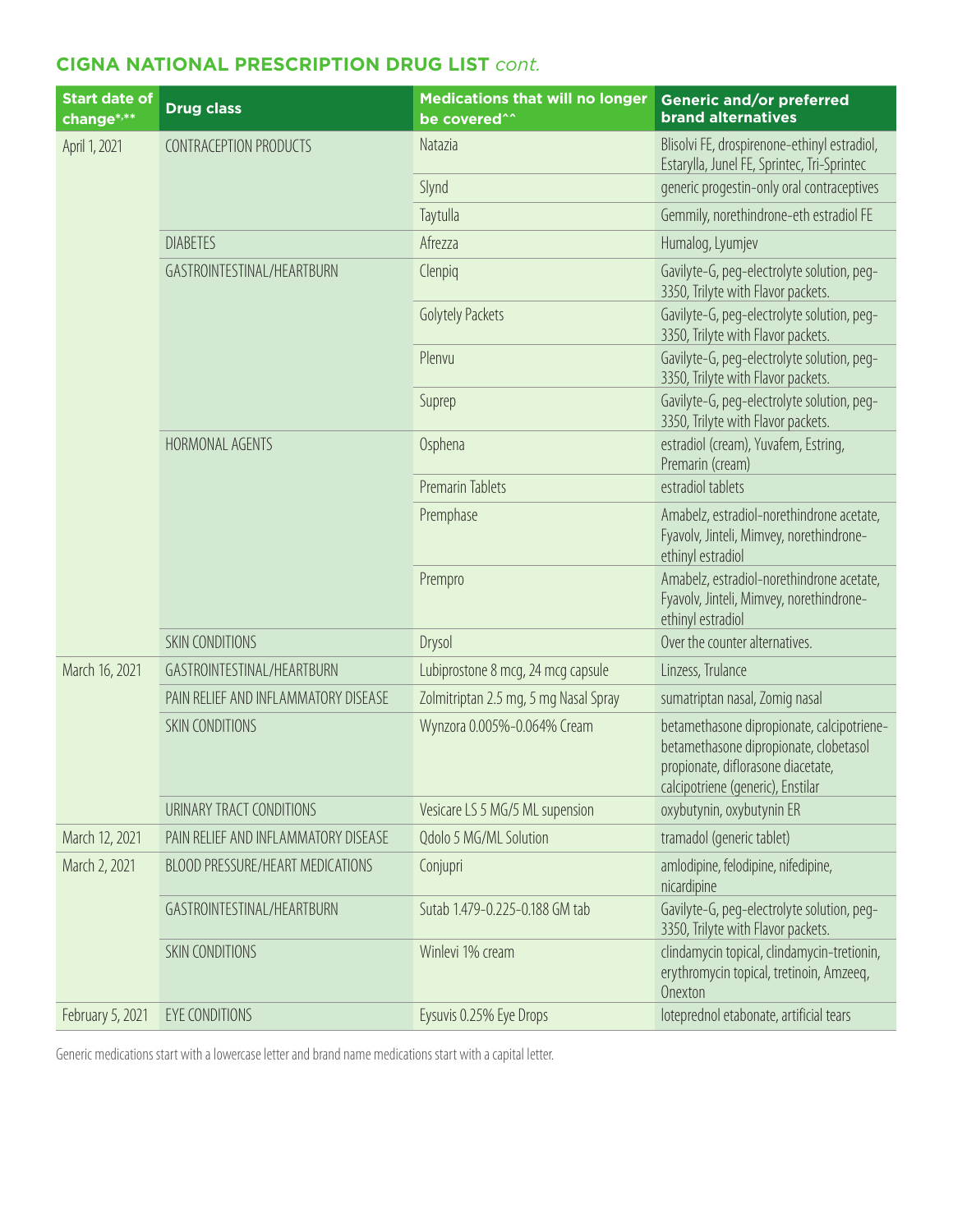## CIGNA NATIONAL PRESCRIPTION DRUG LIST *cont.*

| Start date of change*,** | Drug class | Medications that will no longer be covered^^ | Generic and/or preferred brand alternatives |
|---|---|---|---|
| April 1, 2021 | CONTRACEPTION PRODUCTS | Natazia | Blisolvi FE, drospirenone-ethinyl estradiol, Estarylla, Junel FE, Sprintec, Tri-Sprintec |
| | | Slynd | generic progestin-only oral contraceptives |
| | | Taytulla | Gemmily, norethindrone-eth estradiol FE |
| | DIABETES | Afrezza | Humalog, Lyumjev |
| | GASTROINTESTINAL/HEARTBURN | Clenpiq | Gavilyte-G, peg-electrolyte solution, peg-3350, Trilyte with Flavor packets. |
| | | Golytely Packets | Gavilyte-G, peg-electrolyte solution, peg-3350, Trilyte with Flavor packets. |
| | | Plenvu | Gavilyte-G, peg-electrolyte solution, peg-3350, Trilyte with Flavor packets. |
| | | Suprep | Gavilyte-G, peg-electrolyte solution, peg-3350, Trilyte with Flavor packets. |
| | HORMONAL AGENTS | Osphena | estradiol (cream), Yuvafem, Estring, Premarin (cream) |
| | | Premarin Tablets | estradiol tablets |
| | | Premphase | Amabelz, estradiol-norethindrone acetate, Fyavolv, Jinteli, Mimvey, norethindrone-ethinyl estradiol |
| | | Prempro | Amabelz, estradiol-norethindrone acetate, Fyavolv, Jinteli, Mimvey, norethindrone-ethinyl estradiol |
| | SKIN CONDITIONS | Drysol | Over the counter alternatives. |
| March 16, 2021 | GASTROINTESTINAL/HEARTBURN | Lubiprostone 8 mcg, 24 mcg capsule | Linzess, Trulance |
| | PAIN RELIEF AND INFLAMMATORY DISEASE | Zolmitriptan 2.5 mg, 5 mg Nasal Spray | sumatriptan nasal, Zomig nasal |
| | SKIN CONDITIONS | Wynzora 0.005%-0.064% Cream | betamethasone dipropionate, calcipotriene-betamethasone dipropionate, clobetasol propionate, diflorasone diacetate, calcipotriene (generic), Enstilar |
| | URINARY TRACT CONDITIONS | Vesicare LS 5 MG/5 ML supension | oxybutynin, oxybutynin ER |
| March 12, 2021 | PAIN RELIEF AND INFLAMMATORY DISEASE | Qdolo 5 MG/ML Solution | tramadol (generic tablet) |
| March 2, 2021 | BLOOD PRESSURE/HEART MEDICATIONS | Conjupri | amlodipine, felodipine, nifedipine, nicardipine |
| | GASTROINTESTINAL/HEARTBURN | Sutab 1.479-0.225-0.188 GM tab | Gavilyte-G, peg-electrolyte solution, peg-3350, Trilyte with Flavor packets. |
| | SKIN CONDITIONS | Winlevi 1% cream | clindamycin topical, clindamycin-tretionin, erythromycin topical, tretinoin, Amzeeq, Onexton |
| February 5, 2021 | EYE CONDITIONS | Eysuvis 0.25% Eye Drops | loteprednol etabonate, artificial tears |

Generic medications start with a lowercase letter and brand name medications start with a capital letter.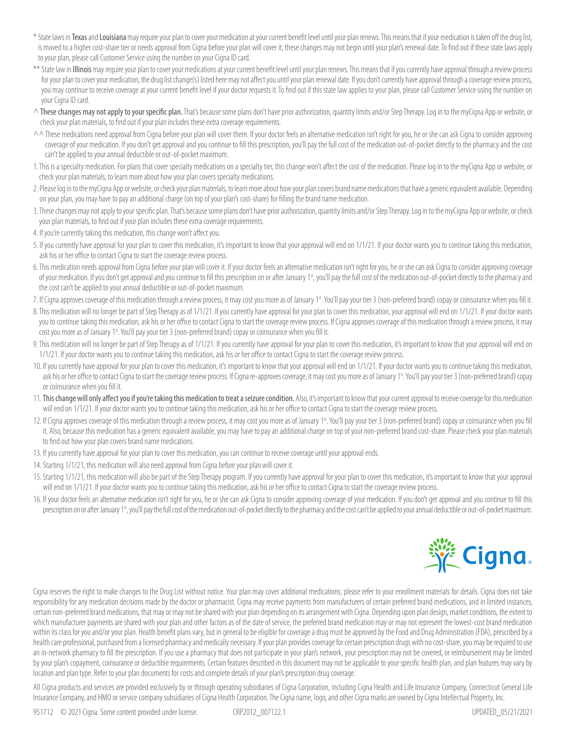\* State laws in **Texas** and **Louisiana** may require your plan to cover your medication at your current benefit level until your plan renews. This means that if your medication is taken off the drug list, is moved to a higher cost-share tier or needs approval from Cigna before your plan will cover it, these changes may not begin until your plan's renewal date. To find out if these state laws apply to your plan, please call Customer Service using the number on your Cigna ID card.

\*\* State law in **Illinois** may require your plan to cover your medications at your current benefit level until your plan renews. This means that if you currently have approval through a review process for your plan to cover your medication, the drug list change(s) listed here may not affect you until your plan renewal date. If you don't currently have approval through a coverage review process, you may continue to receive coverage at your current benefit level if your doctor requests it. To find out if this state law applies to your plan, please call Customer Service using the number on your Cigna ID card.

^ **These changes may not apply to your specific plan.** That's because some plans don't have prior authorization, quantity limits and/or Step Therapy. Log in to the myCigna App or website, or check your plan materials, to find out if your plan includes these extra coverage requirements.

^^ These medications need approval from Cigna before your plan will cover them. If your doctor feels an alternative medication isn't right for you, he or she can ask Cigna to consider approving coverage of your medication. If you don't get approval and you continue to fill this prescription, you'll pay the full cost of the medication out-of-pocket directly to the pharmacy and the cost can't be applied to your annual deductible or out-of-pocket maximum.

1. This is a specialty medication. For plans that cover specialty medications on a specialty tier, this change won't affect the cost of the medication. Please log in to the myCigna App or website, or check your plan materials, to learn more about how your plan covers specialty medications.
2. Please log in to the myCigna App or website, or check your plan materials, to learn more about how your plan covers brand name medications that have a generic equivalent available. Depending on your plan, you may have to pay an additional charge (on top of your plan's cost-share) for filling the brand name medication.
3. These changes may not apply to your specific plan. That's because some plans don't have prior authorization, quantity limits and/or Step Therapy. Log in to the myCigna App or website, or check your plan materials, to find out if your plan includes these extra coverage requirements.
4. If you're currently taking this medication, this change won't affect you.
5. If you currently have approval for your plan to cover this medication, it's important to know that your approval will end on 1/1/21. If your doctor wants you to continue taking this medication, ask his or her office to contact Cigna to start the coverage review process.
6. This medication needs approval from Cigna before your plan will cover it. If your doctor feels an alternative medication isn't right for you, he or she can ask Cigna to consider approving coverage of your medication. If you don't get approval and you continue to fill this prescription on or after January 1st, you'll pay the full cost of the medication out-of-pocket directly to the pharmacy and the cost can't be applied to your annual deductible or out-of-pocket maximum.
7. If Cigna approves coverage of this medication through a review process, it may cost you more as of January 1st. You'll pay your tier 3 (non-preferred brand) copay or coinsurance when you fill it.
8. This medication will no longer be part of Step Therapy as of 1/1/21. If you currently have approval for your plan to cover this medication, your approval will end on 1/1/21. If your doctor wants you to continue taking this medication, ask his or her office to contact Cigna to start the coverage review process. If Cigna approves coverage of this medication through a review process, it may cost you more as of January 1st. You'll pay your tier 3 (non-preferred brand) copay or coinsurance when you fill it.
9. This medication will no longer be part of Step Therapy as of 1/1/21. If you currently have approval for your plan to cover this medication, it's important to know that your approval will end on 1/1/21. If your doctor wants you to continue taking this medication, ask his or her office to contact Cigna to start the coverage review process.
10. If you currently have approval for your plan to cover this medication, it's important to know that your approval will end on 1/1/21. If your doctor wants you to continue taking this medication, ask his or her office to contact Cigna to start the coverage review process. If Cigna re-approves coverage, it may cost you more as of January 1st. You'll pay your tier 3 (non-preferred brand) copay or coinsurance when you fill it.
11. **This change will only affect you if you're taking this medication to treat a seizure condition.** Also, it's important to know that your current approval to receive coverage for this medication will end on 1/1/21. If your doctor wants you to continue taking this medication, ask his or her office to contact Cigna to start the coverage review process.
12. If Cigna approves coverage of this medication through a review process, it may cost you more as of January 1st. You'll pay your tier 3 (non-preferred brand) copay or coinsurance when you fill it. Also, because this medication has a generic equivalent available, you may have to pay an additional charge on top of your non-preferred brand cost-share. Please check your plan materials to find out how your plan covers brand name medications.
13. If you currently have approval for your plan to cover this medication, you can continue to receive coverage until your approval ends.
14. Starting 1/1/21, this medication will also need approval from Cigna before your plan will cover it.
15. Starting 1/1/21, this medication will also be part of the Step Therapy program. If you currently have approval for your plan to cover this medication, it's important to know that your approval will end on 1/1/21. If your doctor wants you to continue taking this medication, ask his or her office to contact Cigna to start the coverage review process.
16. If your doctor feels an alternative medication isn't right for you, he or she can ask Cigna to consider approving coverage of your medication. If you don't get approval and you continue to fill this prescription on or after January 1st, you'll pay the full cost of the medication out-of-pocket directly to the pharmacy and the cost can't be applied to your annual deductible or out-of-pocket maximum.

Cigna.

Cigna reserves the right to make changes to the Drug List without notice. Your plan may cover additional medications; please refer to your enrollment materials for details. Cigna does not take responsibility for any medication decisions made by the doctor or pharmacist. Cigna may receive payments from manufacturers of certain preferred brand medications, and in limited instances, certain non-preferred brand medications, that may or may not be shared with your plan depending on its arrangement with Cigna. Depending upon plan design, market conditions, the extent to which manufacturer payments are shared with your plan and other factors as of the date of service, the preferred brand medication may or may not represent the lowest-cost brand medication within its class for you and/or your plan. Health benefit plans vary, but in general to be eligible for coverage a drug must be approved by the Food and Drug Administration (FDA), prescribed by a health care professional, purchased from a licensed pharmacy and medically necessary. If your plan provides coverage for certain prescription drugs with no cost-share, you may be required to use an in-network pharmacy to fill the prescription. If you use a pharmacy that does not participate in your plan's network, your prescription may not be covered, or reimbursement may be limited by your plan's copayment, coinsurance or deductible requirements. Certain features described in this document may not be applicable to your specific health plan, and plan features may vary by location and plan type. Refer to your plan documents for costs and complete details of your plan's prescription drug coverage.

All Cigna products and services are provided exclusively by or through operating subsidiaries of Cigna Corporation, including Cigna Health and Life Insurance Company, Connecticut General Life Insurance Company, and HMO or service company subsidiaries of Cigna Health Corporation. The Cigna name, logo, and other Cigna marks are owned by Cigna Intellectual Property, Inc.

951712 © 2021 Cigna. Some content provided under license. CRP2012_007122.1 UPDATED_05/21/2021